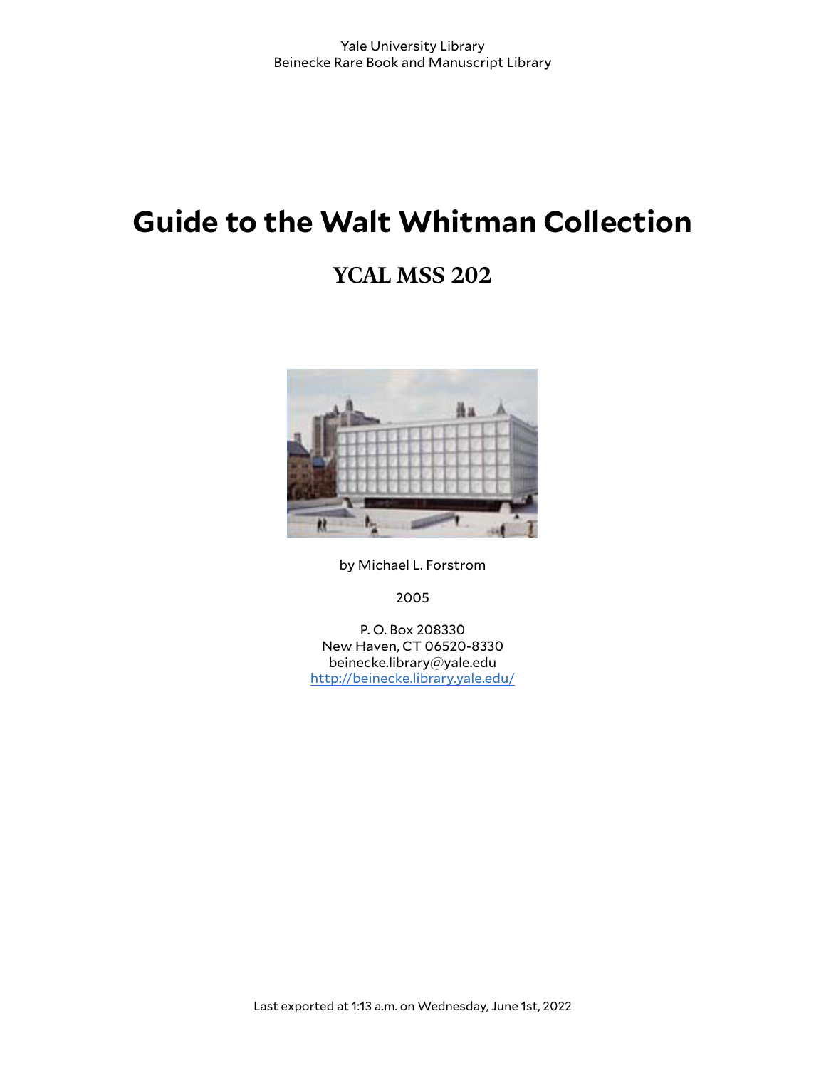Yale University Library
Beinecke Rare Book and Manuscript Library

# Guide to the Walt Whitman Collection

## YCAL MSS 202

by Michael L. Forstrom

2005

P. O. Box 208330
New Haven, CT 06520-8330
beinecke.library@yale.edu
http://beinecke.library.yale.edu/

Last exported at 1:13 a.m. on Wednesday, June 1st, 2022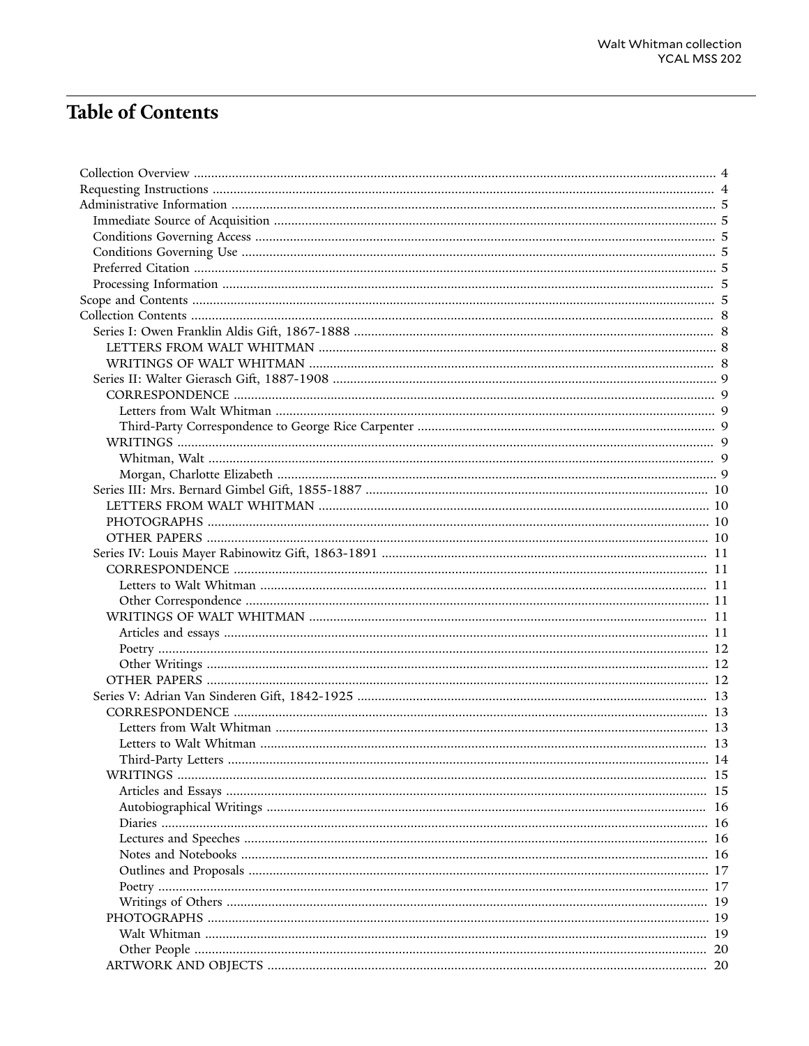# Table of Contents

- Collection Overview ........ 4
- Requesting Instructions ........ 4
- Administrative Information ........ 5
  - Immediate Source of Acquisition ........ 5
  - Conditions Governing Access ........ 5
  - Conditions Governing Use ........ 5
  - Preferred Citation ........ 5
  - Processing Information ........ 5
- Scope and Contents ........ 5
- Collection Contents ........ 8
  - Series I: Owen Franklin Aldis Gift, 1867-1888 ........ 8
    - LETTERS FROM WALT WHITMAN ........ 8
    - WRITINGS OF WALT WHITMAN ........ 8
  - Series II: Walter Gierasch Gift, 1887-1908 ........ 9
    - CORRESPONDENCE ........ 9
      - Letters from Walt Whitman ........ 9
      - Third-Party Correspondence to George Rice Carpenter ........ 9
    - WRITINGS ........ 9
      - Whitman, Walt ........ 9
      - Morgan, Charlotte Elizabeth ........ 9
  - Series III: Mrs. Bernard Gimbel Gift, 1855-1887 ........ 10
    - LETTERS FROM WALT WHITMAN ........ 10
    - PHOTOGRAPHS ........ 10
    - OTHER PAPERS ........ 10
  - Series IV: Louis Mayer Rabinowitz Gift, 1863-1891 ........ 11
    - CORRESPONDENCE ........ 11
      - Letters to Walt Whitman ........ 11
      - Other Correspondence ........ 11
    - WRITINGS OF WALT WHITMAN ........ 11
      - Articles and essays ........ 11
      - Poetry ........ 12
      - Other Writings ........ 12
    - OTHER PAPERS ........ 12
  - Series V: Adrian Van Sinderen Gift, 1842-1925 ........ 13
    - CORRESPONDENCE ........ 13
      - Letters from Walt Whitman ........ 13
      - Letters to Walt Whitman ........ 13
      - Third-Party Letters ........ 14
    - WRITINGS ........ 15
      - Articles and Essays ........ 15
      - Autobiographical Writings ........ 16
      - Diaries ........ 16
      - Lectures and Speeches ........ 16
      - Notes and Notebooks ........ 16
      - Outlines and Proposals ........ 17
      - Poetry ........ 17
      - Writings of Others ........ 19
    - PHOTOGRAPHS ........ 19
      - Walt Whitman ........ 19
      - Other People ........ 20
    - ARTWORK AND OBJECTS ........ 20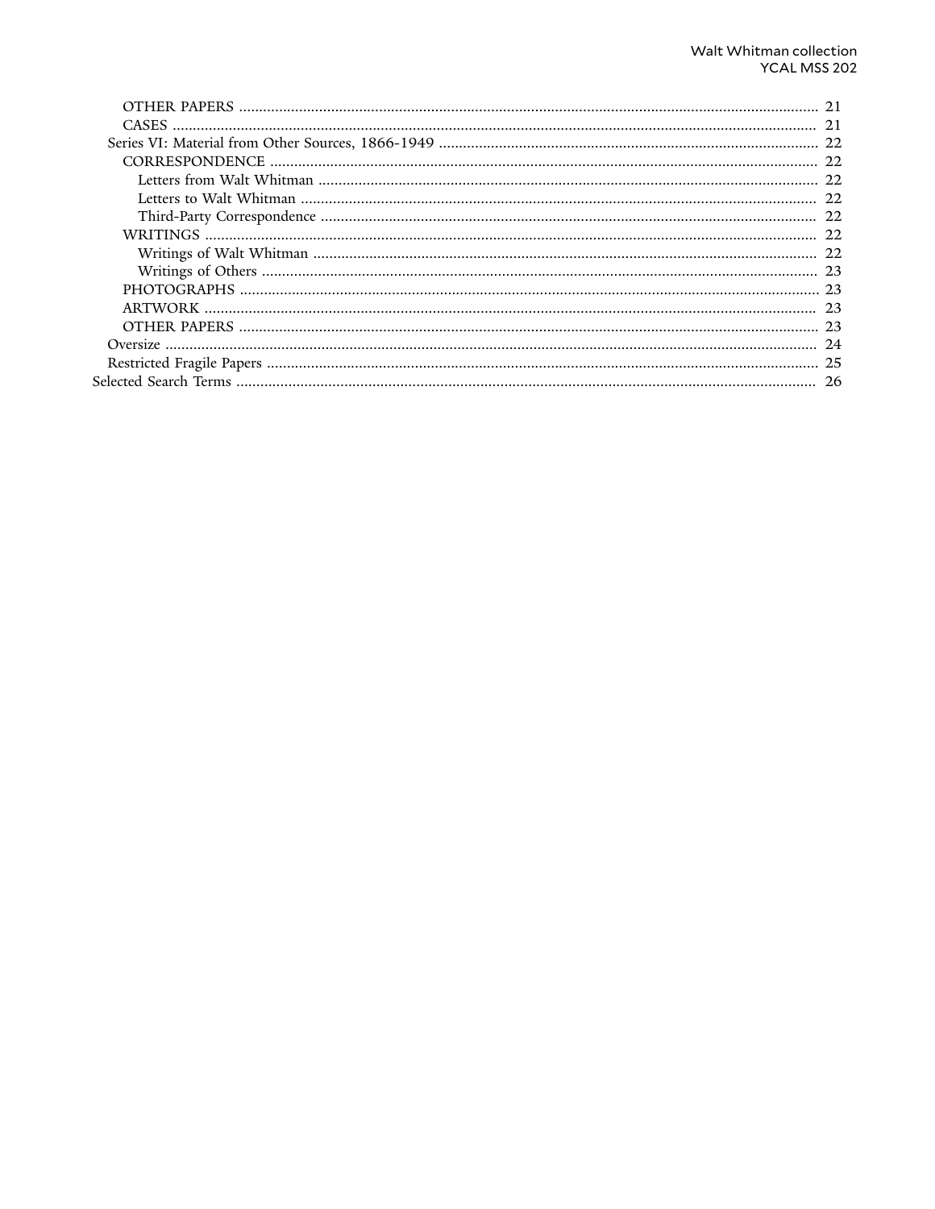- OTHER PAPERS ..... 21
- CASES ..... 21
- Series VI: Material from Other Sources, 1866-1949 ..... 22
  - CORRESPONDENCE ..... 22
    - Letters from Walt Whitman ..... 22
    - Letters to Walt Whitman ..... 22
    - Third-Party Correspondence ..... 22
  - WRITINGS ..... 22
    - Writings of Walt Whitman ..... 22
    - Writings of Others ..... 23
  - PHOTOGRAPHS ..... 23
  - ARTWORK ..... 23
  - OTHER PAPERS ..... 23
- Oversize ..... 24
- Restricted Fragile Papers ..... 25

Selected Search Terms ..... 26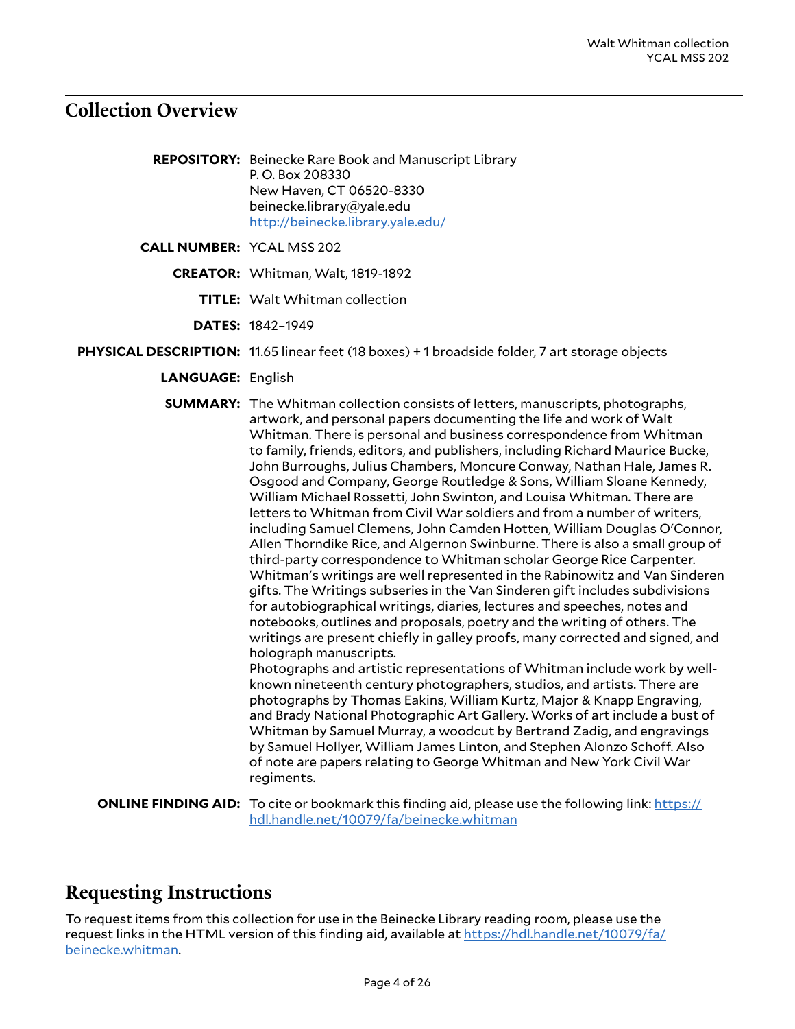## Collection Overview

**REPOSITORY:** Beinecke Rare Book and Manuscript Library
P. O. Box 208330
New Haven, CT 06520-8330
beinecke.library@yale.edu
http://beinecke.library.yale.edu/

**CALL NUMBER:** YCAL MSS 202

**CREATOR:** Whitman, Walt, 1819-1892

**TITLE:** Walt Whitman collection

**DATES:** 1842–1949

**PHYSICAL DESCRIPTION:** 11.65 linear feet (18 boxes) + 1 broadside folder, 7 art storage objects

**LANGUAGE:** English

**SUMMARY:** The Whitman collection consists of letters, manuscripts, photographs, artwork, and personal papers documenting the life and work of Walt Whitman. There is personal and business correspondence from Whitman to family, friends, editors, and publishers, including Richard Maurice Bucke, John Burroughs, Julius Chambers, Moncure Conway, Nathan Hale, James R. Osgood and Company, George Routledge & Sons, William Sloane Kennedy, William Michael Rossetti, John Swinton, and Louisa Whitman. There are letters to Whitman from Civil War soldiers and from a number of writers, including Samuel Clemens, John Camden Hotten, William Douglas O'Connor, Allen Thorndike Rice, and Algernon Swinburne. There is also a small group of third-party correspondence to Whitman scholar George Rice Carpenter. Whitman's writings are well represented in the Rabinowitz and Van Sinderen gifts. The Writings subseries in the Van Sinderen gift includes subdivisions for autobiographical writings, diaries, lectures and speeches, notes and notebooks, outlines and proposals, poetry and the writing of others. The writings are present chiefly in galley proofs, many corrected and signed, and holograph manuscripts.
Photographs and artistic representations of Whitman include work by well-known nineteenth century photographers, studios, and artists. There are photographs by Thomas Eakins, William Kurtz, Major & Knapp Engraving, and Brady National Photographic Art Gallery. Works of art include a bust of Whitman by Samuel Murray, a woodcut by Bertrand Zadig, and engravings by Samuel Hollyer, William James Linton, and Stephen Alonzo Schoff. Also of note are papers relating to George Whitman and New York Civil War regiments.

**ONLINE FINDING AID:** To cite or bookmark this finding aid, please use the following link: https://hdl.handle.net/10079/fa/beinecke.whitman

## Requesting Instructions

To request items from this collection for use in the Beinecke Library reading room, please use the request links in the HTML version of this finding aid, available at https://hdl.handle.net/10079/fa/beinecke.whitman.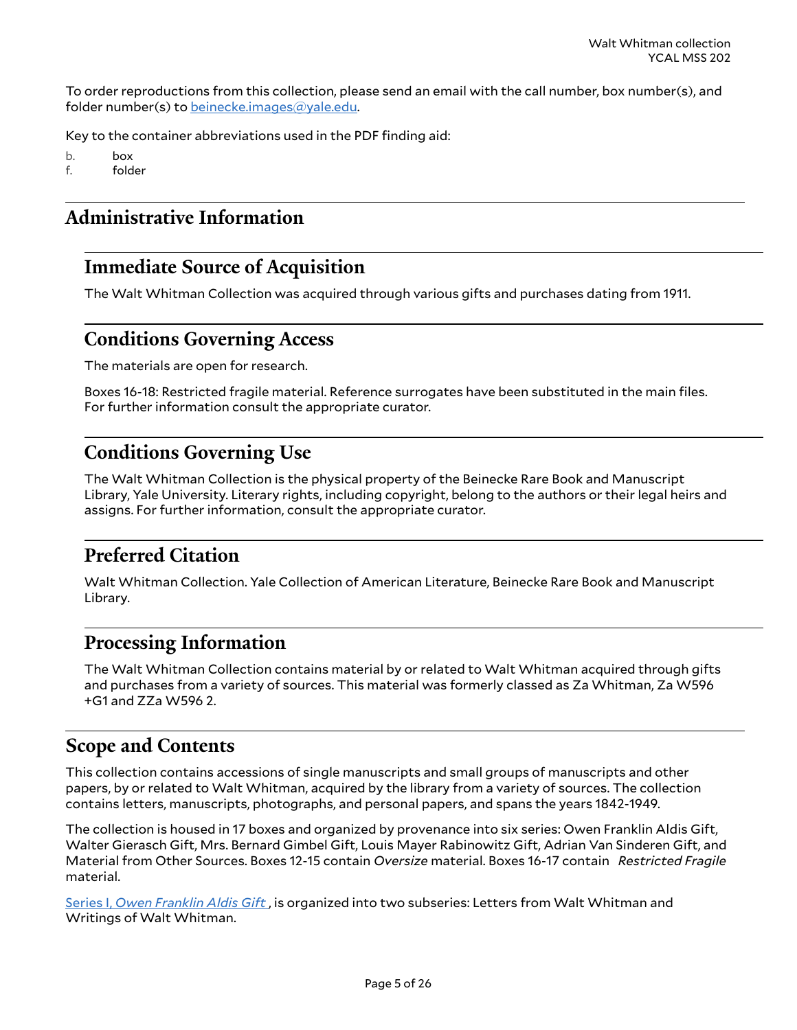To order reproductions from this collection, please send an email with the call number, box number(s), and folder number(s) to [beinecke.images@yale.edu](mailto:beinecke.images@yale.edu).

Key to the container abbreviations used in the PDF finding aid:

b. box
f. folder

## Administrative Information

### Immediate Source of Acquisition

The Walt Whitman Collection was acquired through various gifts and purchases dating from 1911.

### Conditions Governing Access

The materials are open for research.

Boxes 16-18: Restricted fragile material. Reference surrogates have been substituted in the main files. For further information consult the appropriate curator.

### Conditions Governing Use

The Walt Whitman Collection is the physical property of the Beinecke Rare Book and Manuscript Library, Yale University. Literary rights, including copyright, belong to the authors or their legal heirs and assigns. For further information, consult the appropriate curator.

### Preferred Citation

Walt Whitman Collection. Yale Collection of American Literature, Beinecke Rare Book and Manuscript Library.

### Processing Information

The Walt Whitman Collection contains material by or related to Walt Whitman acquired through gifts and purchases from a variety of sources. This material was formerly classed as Za Whitman, Za W596 +G1 and ZZa W596 2.

## Scope and Contents

This collection contains accessions of single manuscripts and small groups of manuscripts and other papers, by or related to Walt Whitman, acquired by the library from a variety of sources. The collection contains letters, manuscripts, photographs, and personal papers, and spans the years 1842-1949.

The collection is housed in 17 boxes and organized by provenance into six series: Owen Franklin Aldis Gift, Walter Gierasch Gift, Mrs. Bernard Gimbel Gift, Louis Mayer Rabinowitz Gift, Adrian Van Sinderen Gift, and Material from Other Sources. Boxes 12-15 contain *Oversize* material. Boxes 16-17 contain *Restricted Fragile* material.

Series I, *Owen Franklin Aldis Gift* , is organized into two subseries: Letters from Walt Whitman and Writings of Walt Whitman.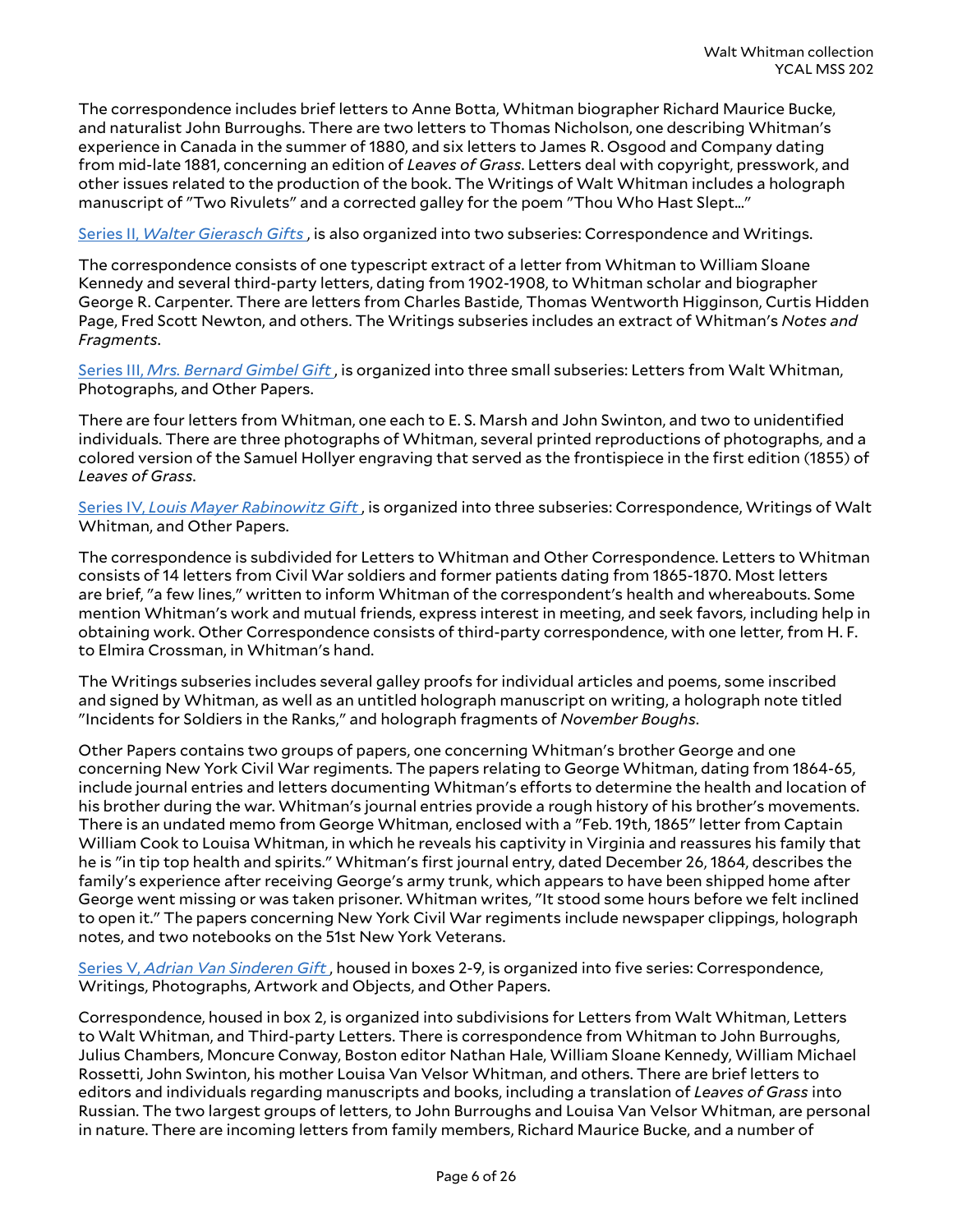The correspondence includes brief letters to Anne Botta, Whitman biographer Richard Maurice Bucke, and naturalist John Burroughs. There are two letters to Thomas Nicholson, one describing Whitman's experience in Canada in the summer of 1880, and six letters to James R. Osgood and Company dating from mid-late 1881, concerning an edition of *Leaves of Grass*. Letters deal with copyright, presswork, and other issues related to the production of the book. The Writings of Walt Whitman includes a holograph manuscript of "Two Rivulets" and a corrected galley for the poem "Thou Who Hast Slept..."

Series II, *Walter Gierasch Gifts* , is also organized into two subseries: Correspondence and Writings.

The correspondence consists of one typescript extract of a letter from Whitman to William Sloane Kennedy and several third-party letters, dating from 1902-1908, to Whitman scholar and biographer George R. Carpenter. There are letters from Charles Bastide, Thomas Wentworth Higginson, Curtis Hidden Page, Fred Scott Newton, and others. The Writings subseries includes an extract of Whitman's *Notes and Fragments*.

Series III, *Mrs. Bernard Gimbel Gift* , is organized into three small subseries: Letters from Walt Whitman, Photographs, and Other Papers.

There are four letters from Whitman, one each to E. S. Marsh and John Swinton, and two to unidentified individuals. There are three photographs of Whitman, several printed reproductions of photographs, and a colored version of the Samuel Hollyer engraving that served as the frontispiece in the first edition (1855) of *Leaves of Grass*.

Series IV, *Louis Mayer Rabinowitz Gift* , is organized into three subseries: Correspondence, Writings of Walt Whitman, and Other Papers.

The correspondence is subdivided for Letters to Whitman and Other Correspondence. Letters to Whitman consists of 14 letters from Civil War soldiers and former patients dating from 1865-1870. Most letters are brief, "a few lines," written to inform Whitman of the correspondent's health and whereabouts. Some mention Whitman's work and mutual friends, express interest in meeting, and seek favors, including help in obtaining work. Other Correspondence consists of third-party correspondence, with one letter, from H. F. to Elmira Crossman, in Whitman's hand.

The Writings subseries includes several galley proofs for individual articles and poems, some inscribed and signed by Whitman, as well as an untitled holograph manuscript on writing, a holograph note titled "Incidents for Soldiers in the Ranks," and holograph fragments of *November Boughs*.

Other Papers contains two groups of papers, one concerning Whitman's brother George and one concerning New York Civil War regiments. The papers relating to George Whitman, dating from 1864-65, include journal entries and letters documenting Whitman's efforts to determine the health and location of his brother during the war. Whitman's journal entries provide a rough history of his brother's movements. There is an undated memo from George Whitman, enclosed with a "Feb. 19th, 1865" letter from Captain William Cook to Louisa Whitman, in which he reveals his captivity in Virginia and reassures his family that he is "in tip top health and spirits." Whitman's first journal entry, dated December 26, 1864, describes the family's experience after receiving George's army trunk, which appears to have been shipped home after George went missing or was taken prisoner. Whitman writes, "It stood some hours before we felt inclined to open it." The papers concerning New York Civil War regiments include newspaper clippings, holograph notes, and two notebooks on the 51st New York Veterans.

Series V, *Adrian Van Sinderen Gift* , housed in boxes 2-9, is organized into five series: Correspondence, Writings, Photographs, Artwork and Objects, and Other Papers.

Correspondence, housed in box 2, is organized into subdivisions for Letters from Walt Whitman, Letters to Walt Whitman, and Third-party Letters. There is correspondence from Whitman to John Burroughs, Julius Chambers, Moncure Conway, Boston editor Nathan Hale, William Sloane Kennedy, William Michael Rossetti, John Swinton, his mother Louisa Van Velsor Whitman, and others. There are brief letters to editors and individuals regarding manuscripts and books, including a translation of *Leaves of Grass* into Russian. The two largest groups of letters, to John Burroughs and Louisa Van Velsor Whitman, are personal in nature. There are incoming letters from family members, Richard Maurice Bucke, and a number of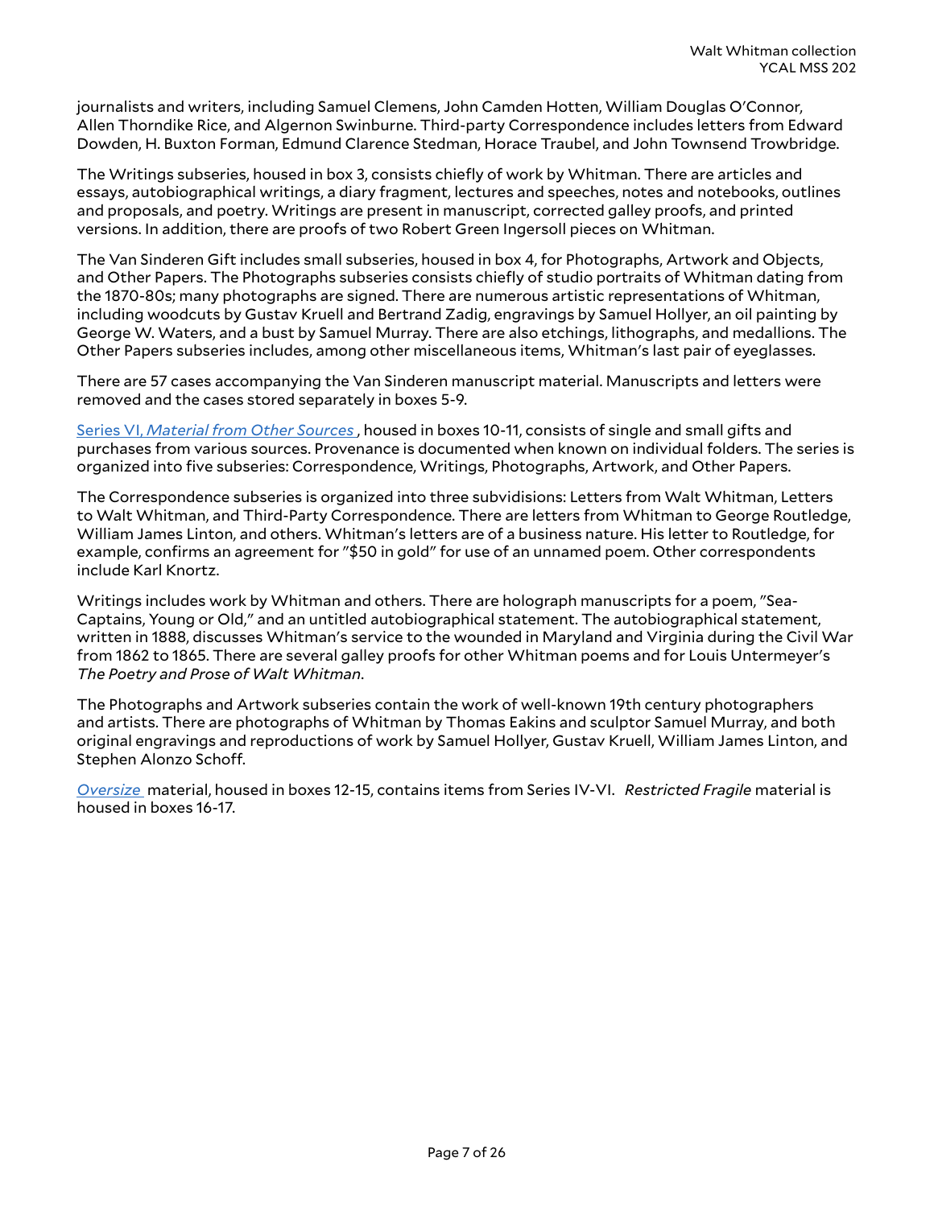journalists and writers, including Samuel Clemens, John Camden Hotten, William Douglas O'Connor, Allen Thorndike Rice, and Algernon Swinburne. Third-party Correspondence includes letters from Edward Dowden, H. Buxton Forman, Edmund Clarence Stedman, Horace Traubel, and John Townsend Trowbridge.

The Writings subseries, housed in box 3, consists chiefly of work by Whitman. There are articles and essays, autobiographical writings, a diary fragment, lectures and speeches, notes and notebooks, outlines and proposals, and poetry. Writings are present in manuscript, corrected galley proofs, and printed versions. In addition, there are proofs of two Robert Green Ingersoll pieces on Whitman.

The Van Sinderen Gift includes small subseries, housed in box 4, for Photographs, Artwork and Objects, and Other Papers. The Photographs subseries consists chiefly of studio portraits of Whitman dating from the 1870-80s; many photographs are signed. There are numerous artistic representations of Whitman, including woodcuts by Gustav Kruell and Bertrand Zadig, engravings by Samuel Hollyer, an oil painting by George W. Waters, and a bust by Samuel Murray. There are also etchings, lithographs, and medallions. The Other Papers subseries includes, among other miscellaneous items, Whitman's last pair of eyeglasses.

There are 57 cases accompanying the Van Sinderen manuscript material. Manuscripts and letters were removed and the cases stored separately in boxes 5-9.

Series VI, *Material from Other Sources* , housed in boxes 10-11, consists of single and small gifts and purchases from various sources. Provenance is documented when known on individual folders. The series is organized into five subseries: Correspondence, Writings, Photographs, Artwork, and Other Papers.

The Correspondence subseries is organized into three subdivisions: Letters from Walt Whitman, Letters to Walt Whitman, and Third-Party Correspondence. There are letters from Whitman to George Routledge, William James Linton, and others. Whitman's letters are of a business nature. His letter to Routledge, for example, confirms an agreement for "$50 in gold" for use of an unnamed poem. Other correspondents include Karl Knortz.

Writings includes work by Whitman and others. There are holograph manuscripts for a poem, "Sea-Captains, Young or Old," and an untitled autobiographical statement. The autobiographical statement, written in 1888, discusses Whitman's service to the wounded in Maryland and Virginia during the Civil War from 1862 to 1865. There are several galley proofs for other Whitman poems and for Louis Untermeyer's *The Poetry and Prose of Walt Whitman*.

The Photographs and Artwork subseries contain the work of well-known 19th century photographers and artists. There are photographs of Whitman by Thomas Eakins and sculptor Samuel Murray, and both original engravings and reproductions of work by Samuel Hollyer, Gustav Kruell, William James Linton, and Stephen Alonzo Schoff.

*Oversize* material, housed in boxes 12-15, contains items from Series IV-VI. *Restricted Fragile* material is housed in boxes 16-17.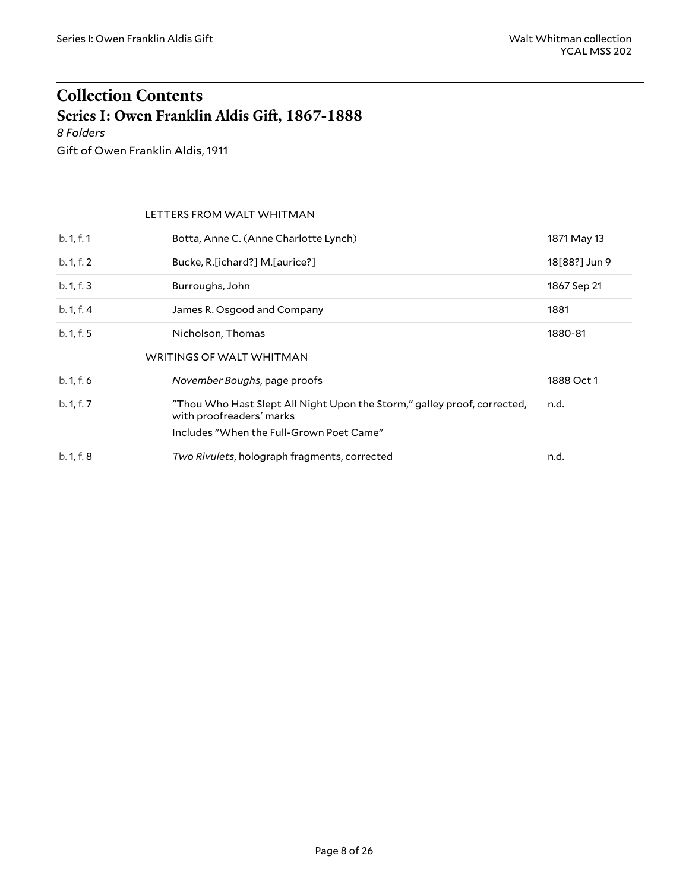# Collection Contents

## Series I: Owen Franklin Aldis Gift, 1867-1888

*8 Folders*

Gift of Owen Franklin Aldis, 1911

| | | |
|---|---|---|
| | LETTERS FROM WALT WHITMAN | |
| b. 1, f. 1 | Botta, Anne C. (Anne Charlotte Lynch) | 1871 May 13 |
| b. 1, f. 2 | Bucke, R.[ichard?] M.[aurice?] | 18[88?] Jun 9 |
| b. 1, f. 3 | Burroughs, John | 1867 Sep 21 |
| b. 1, f. 4 | James R. Osgood and Company | 1881 |
| b. 1, f. 5 | Nicholson, Thomas | 1880-81 |
| | WRITINGS OF WALT WHITMAN | |
| b. 1, f. 6 | *November Boughs*, page proofs | 1888 Oct 1 |
| b. 1, f. 7 | "Thou Who Hast Slept All Night Upon the Storm," galley proof, corrected, with proofreaders' marks<br>Includes "When the Full-Grown Poet Came" | n.d. |
| b. 1, f. 8 | *Two Rivulets*, holograph fragments, corrected | n.d. |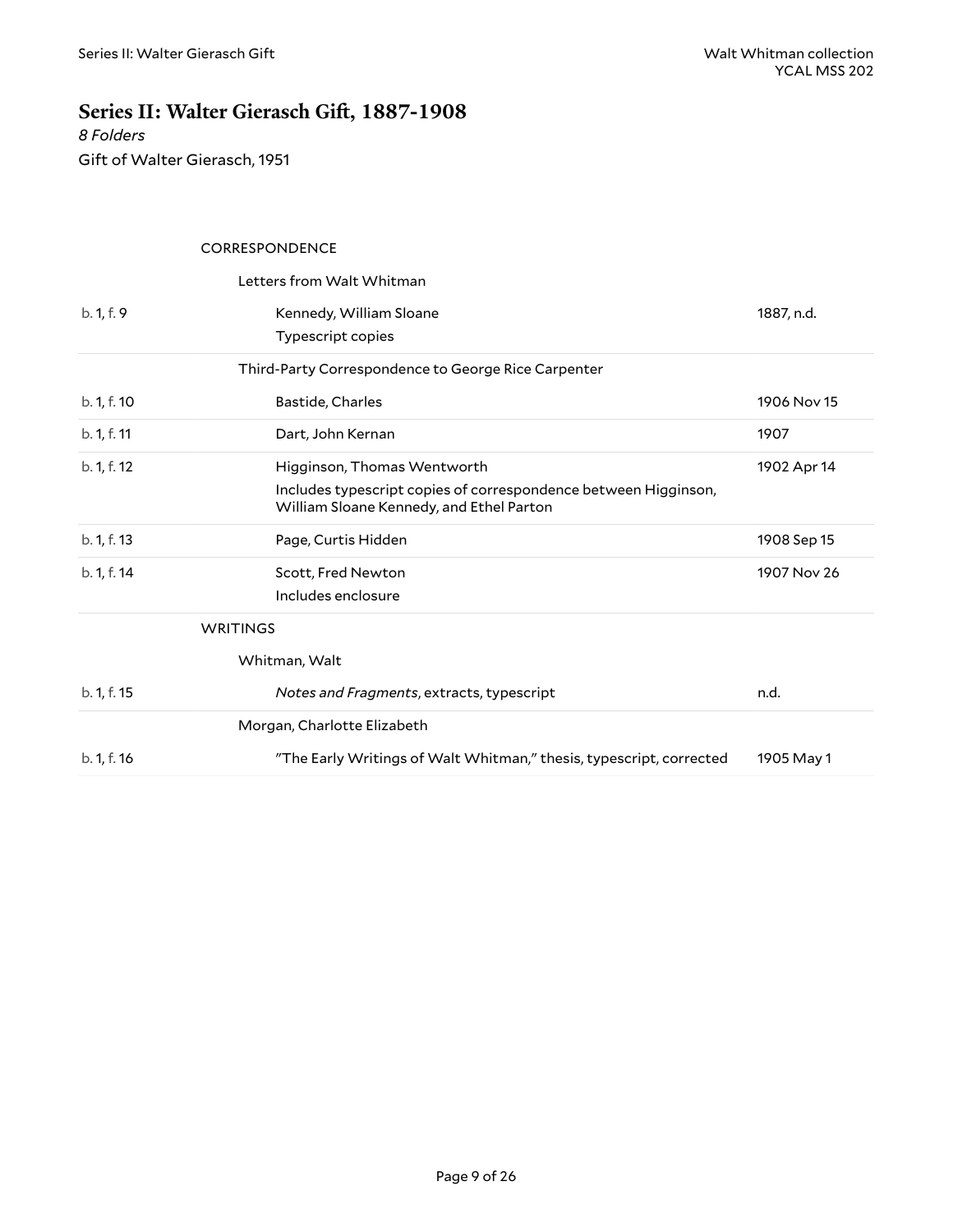## Series II: Walter Gierasch Gift, 1887-1908

*8 Folders*

Gift of Walter Gierasch, 1951

| | | |
|---|---|---|
| | CORRESPONDENCE | |
| | Letters from Walt Whitman | |
| b. 1, f. 9 | Kennedy, William Sloane<br>Typescript copies | 1887, n.d. |
| | Third-Party Correspondence to George Rice Carpenter | |
| b. 1, f. 10 | Bastide, Charles | 1906 Nov 15 |
| b. 1, f. 11 | Dart, John Kernan | 1907 |
| b. 1, f. 12 | Higginson, Thomas Wentworth<br>Includes typescript copies of correspondence between Higginson, William Sloane Kennedy, and Ethel Parton | 1902 Apr 14 |
| b. 1, f. 13 | Page, Curtis Hidden | 1908 Sep 15 |
| b. 1, f. 14 | Scott, Fred Newton<br>Includes enclosure | 1907 Nov 26 |
| | WRITINGS | |
| | Whitman, Walt | |
| b. 1, f. 15 | *Notes and Fragments*, extracts, typescript | n.d. |
| | Morgan, Charlotte Elizabeth | |
| b. 1, f. 16 | "The Early Writings of Walt Whitman," thesis, typescript, corrected | 1905 May 1 |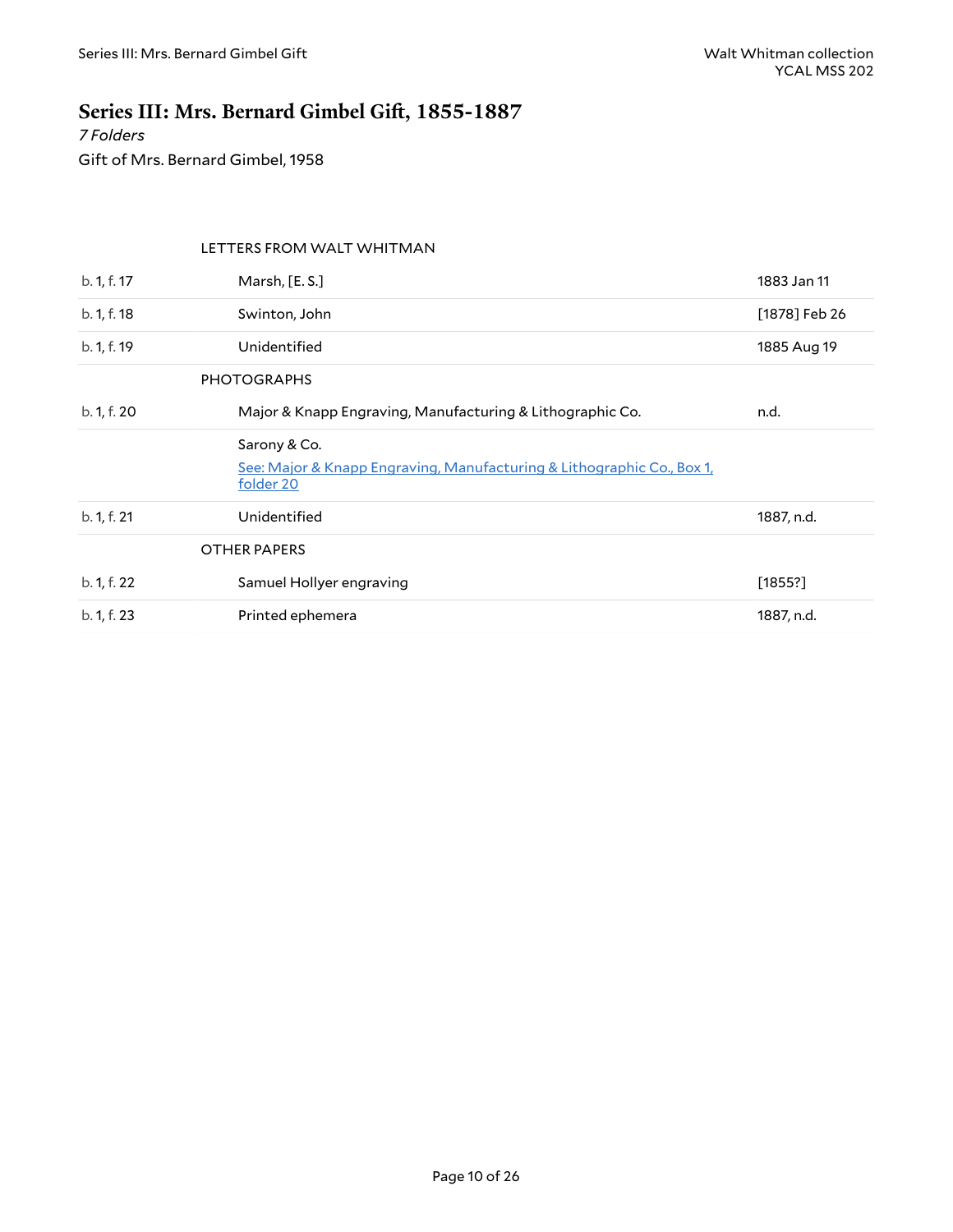## Series III: Mrs. Bernard Gimbel Gift, 1855-1887

*7 Folders*

Gift of Mrs. Bernard Gimbel, 1958

| | | |
|---|---|---|
| | LETTERS FROM WALT WHITMAN | |
| b. 1, f. 17 | Marsh, [E. S.] | 1883 Jan 11 |
| b. 1, f. 18 | Swinton, John | [1878] Feb 26 |
| b. 1, f. 19 | Unidentified | 1885 Aug 19 |
| | PHOTOGRAPHS | |
| b. 1, f. 20 | Major & Knapp Engraving, Manufacturing & Lithographic Co. | n.d. |
| | Sarony & Co. <br> See: Major & Knapp Engraving, Manufacturing & Lithographic Co., Box 1, folder 20 | |
| b. 1, f. 21 | Unidentified | 1887, n.d. |
| | OTHER PAPERS | |
| b. 1, f. 22 | Samuel Hollyer engraving | [1855?] |
| b. 1, f. 23 | Printed ephemera | 1887, n.d. |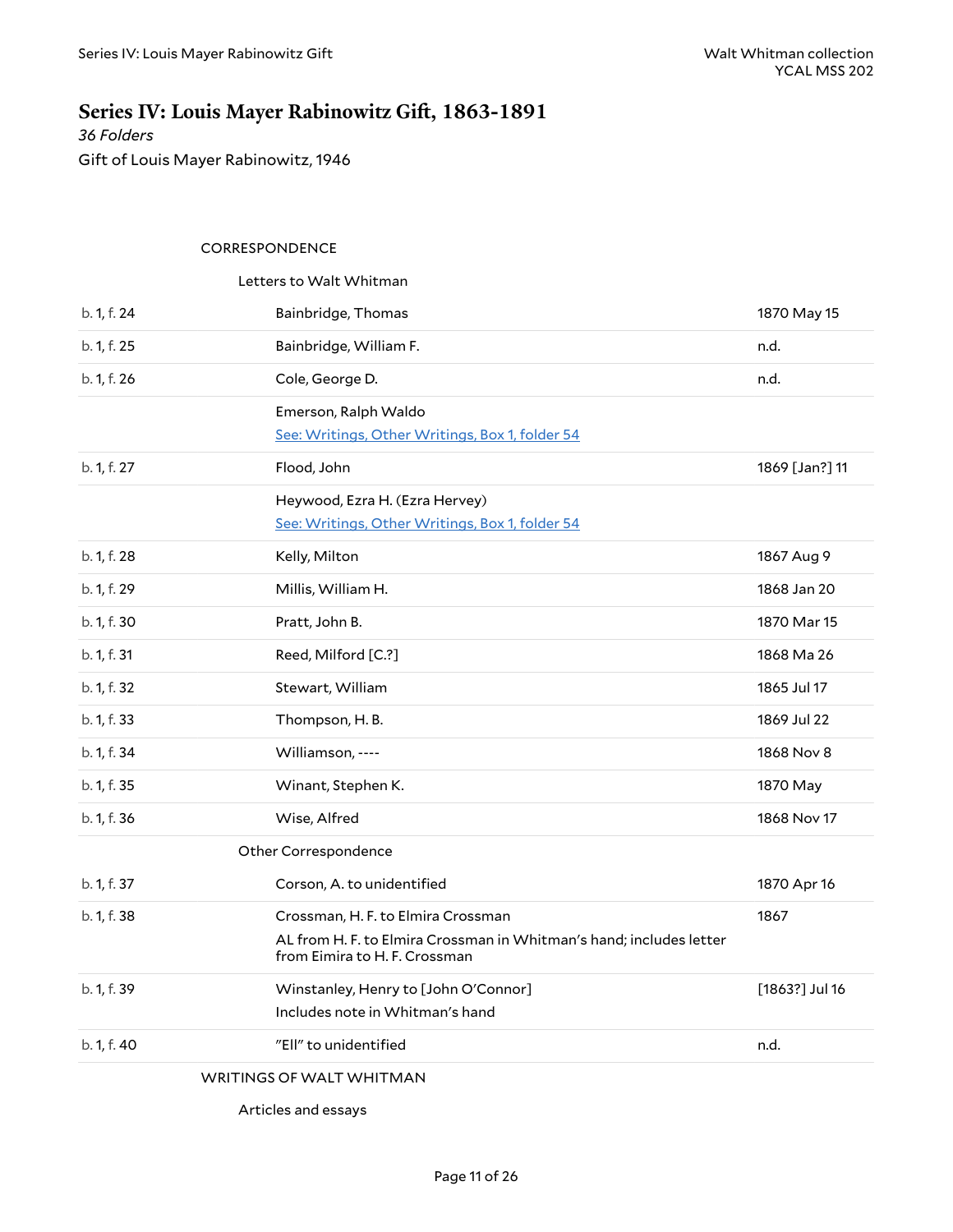# Series IV: Louis Mayer Rabinowitz Gift, 1863-1891

*36 Folders*

Gift of Louis Mayer Rabinowitz, 1946

CORRESPONDENCE

Letters to Walt Whitman

| | | |
|---|---|---|
| b. 1, f. 24 | Bainbridge, Thomas | 1870 May 15 |
| b. 1, f. 25 | Bainbridge, William F. | n.d. |
| b. 1, f. 26 | Cole, George D. | n.d. |
| | Emerson, Ralph Waldo<br>See: Writings, Other Writings, Box 1, folder 54 | |
| b. 1, f. 27 | Flood, John | 1869 [Jan?] 11 |
| | Heywood, Ezra H. (Ezra Hervey)<br>See: Writings, Other Writings, Box 1, folder 54 | |
| b. 1, f. 28 | Kelly, Milton | 1867 Aug 9 |
| b. 1, f. 29 | Millis, William H. | 1868 Jan 20 |
| b. 1, f. 30 | Pratt, John B. | 1870 Mar 15 |
| b. 1, f. 31 | Reed, Milford [C.?] | 1868 Ma 26 |
| b. 1, f. 32 | Stewart, William | 1865 Jul 17 |
| b. 1, f. 33 | Thompson, H. B. | 1869 Jul 22 |
| b. 1, f. 34 | Williamson, ---- | 1868 Nov 8 |
| b. 1, f. 35 | Winant, Stephen K. | 1870 May |
| b. 1, f. 36 | Wise, Alfred | 1868 Nov 17 |

Other Correspondence

| | | |
|---|---|---|
| b. 1, f. 37 | Corson, A. to unidentified | 1870 Apr 16 |
| b. 1, f. 38 | Crossman, H. F. to Elmira Crossman<br>AL from H. F. to Elmira Crossman in Whitman's hand; includes letter from Eimira to H. F. Crossman | 1867 |
| b. 1, f. 39 | Winstanley, Henry to [John O'Connor]<br>Includes note in Whitman's hand | [1863?] Jul 16 |
| b. 1, f. 40 | "Ell" to unidentified | n.d. |

WRITINGS OF WALT WHITMAN

Articles and essays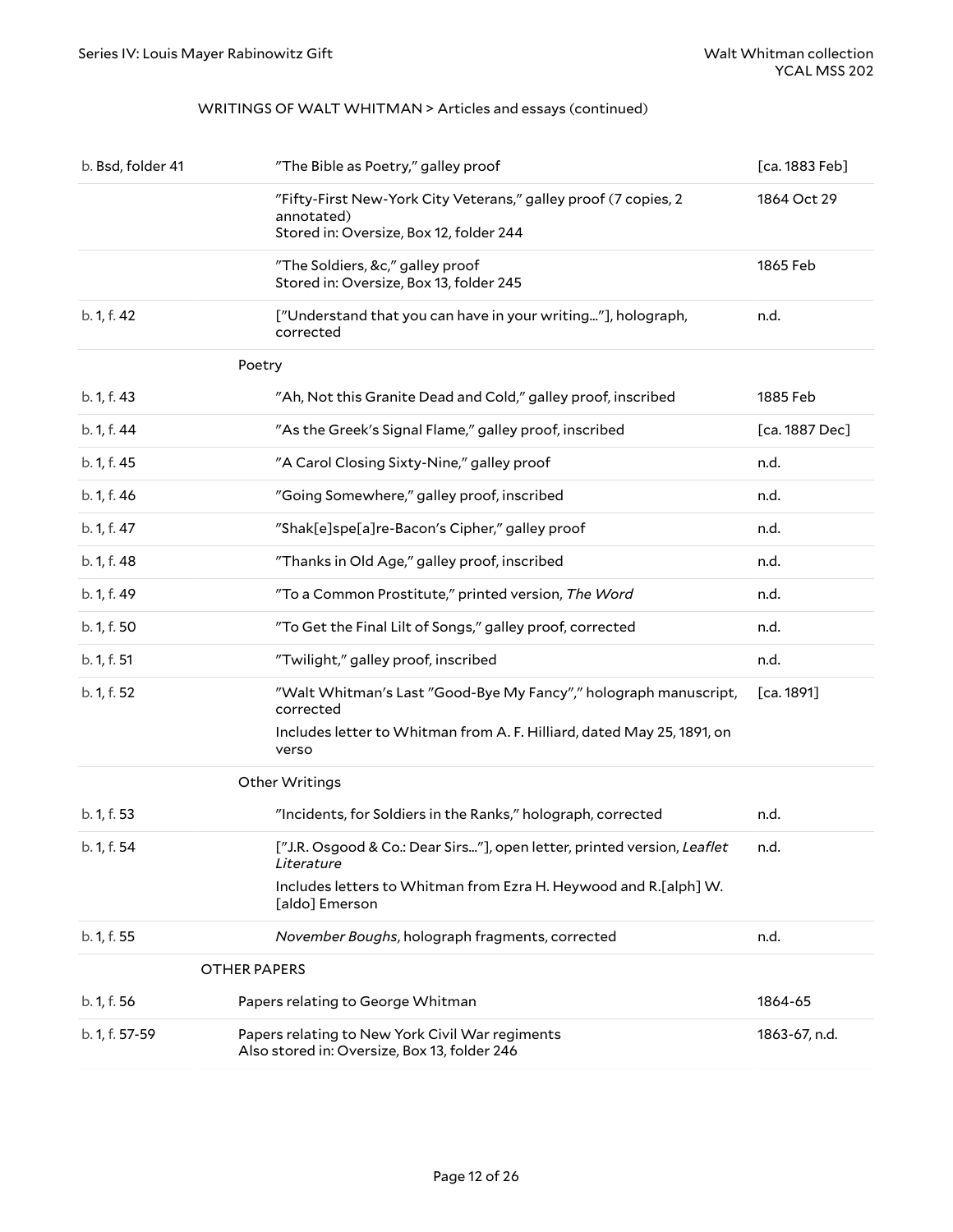WRITINGS OF WALT WHITMAN > Articles and essays (continued)

| | | |
|---|---|---|
| b. Bsd, folder 41 | "The Bible as Poetry," galley proof | [ca. 1883 Feb] |
| | "Fifty-First New-York City Veterans," galley proof (7 copies, 2 annotated)<br>Stored in: Oversize, Box 12, folder 244 | 1864 Oct 29 |
| | "The Soldiers, &c," galley proof<br>Stored in: Oversize, Box 13, folder 245 | 1865 Feb |
| b. 1, f. 42 | ["Understand that you can have in your writing..."], holograph, corrected | n.d. |
| | **Poetry** | |
| b. 1, f. 43 | "Ah, Not this Granite Dead and Cold," galley proof, inscribed | 1885 Feb |
| b. 1, f. 44 | "As the Greek's Signal Flame," galley proof, inscribed | [ca. 1887 Dec] |
| b. 1, f. 45 | "A Carol Closing Sixty-Nine," galley proof | n.d. |
| b. 1, f. 46 | "Going Somewhere," galley proof, inscribed | n.d. |
| b. 1, f. 47 | "Shak[e]spe[a]re-Bacon's Cipher," galley proof | n.d. |
| b. 1, f. 48 | "Thanks in Old Age," galley proof, inscribed | n.d. |
| b. 1, f. 49 | "To a Common Prostitute," printed version, *The Word* | n.d. |
| b. 1, f. 50 | "To Get the Final Lilt of Songs," galley proof, corrected | n.d. |
| b. 1, f. 51 | "Twilight," galley proof, inscribed | n.d. |
| b. 1, f. 52 | "Walt Whitman's Last "Good-Bye My Fancy"," holograph manuscript, corrected<br>Includes letter to Whitman from A. F. Hilliard, dated May 25, 1891, on verso | [ca. 1891] |
| | **Other Writings** | |
| b. 1, f. 53 | "Incidents, for Soldiers in the Ranks," holograph, corrected | n.d. |
| b. 1, f. 54 | ["J.R. Osgood & Co.: Dear Sirs..."], open letter, printed version, *Leaflet Literature*<br>Includes letters to Whitman from Ezra H. Heywood and R.[alph] W.[aldo] Emerson | n.d. |
| b. 1, f. 55 | *November Boughs*, holograph fragments, corrected | n.d. |
| | **OTHER PAPERS** | |
| b. 1, f. 56 | Papers relating to George Whitman | 1864-65 |
| b. 1, f. 57-59 | Papers relating to New York Civil War regiments<br>Also stored in: Oversize, Box 13, folder 246 | 1863-67, n.d. |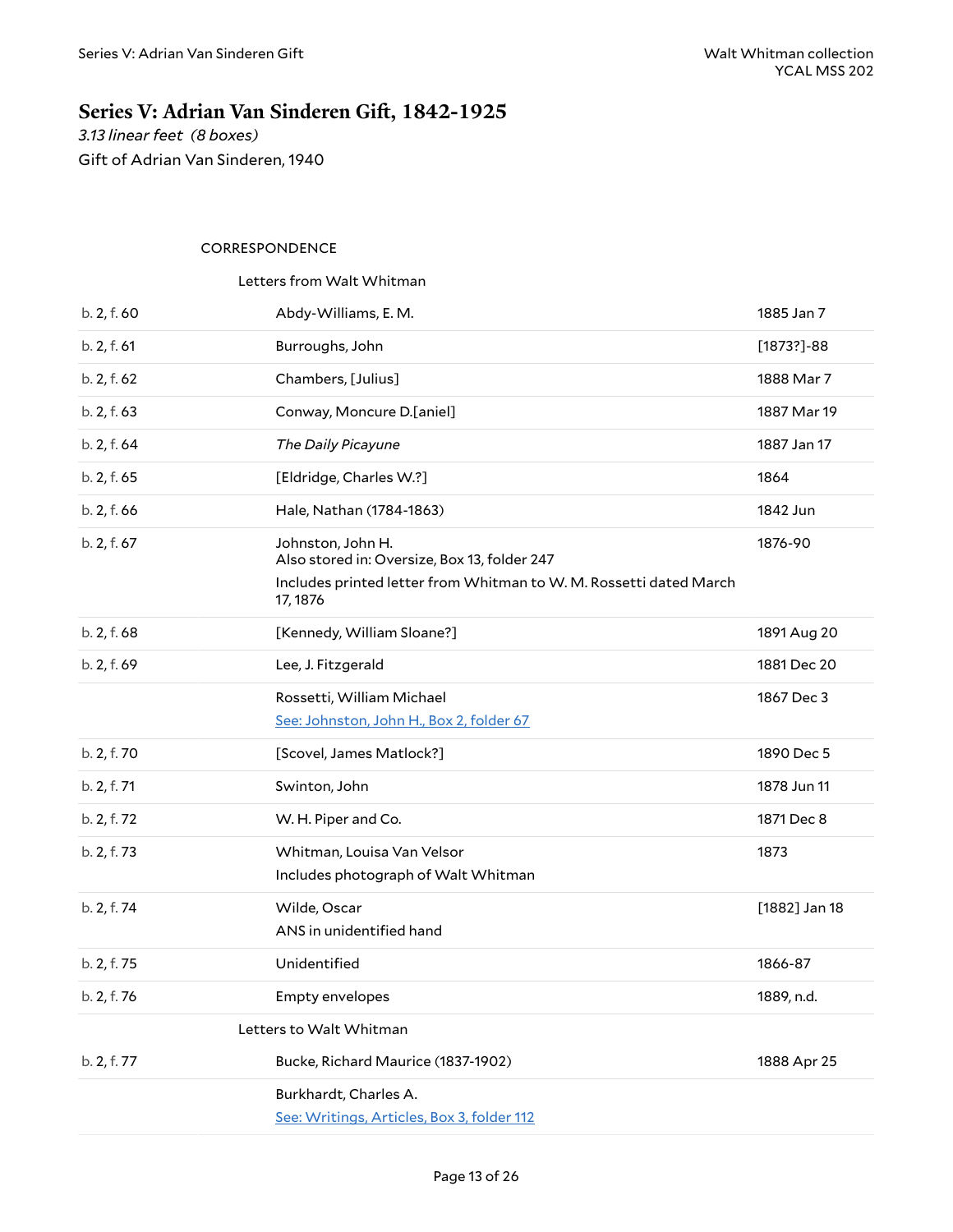## Series V: Adrian Van Sinderen Gift, 1842-1925

*3.13 linear feet (8 boxes)*

Gift of Adrian Van Sinderen, 1940

CORRESPONDENCE

Letters from Walt Whitman

| | | |
|---|---|---|
| b. 2, f. 60 | Abdy-Williams, E. M. | 1885 Jan 7 |
| b. 2, f. 61 | Burroughs, John | [1873?]-88 |
| b. 2, f. 62 | Chambers, [Julius] | 1888 Mar 7 |
| b. 2, f. 63 | Conway, Moncure D.[aniel] | 1887 Mar 19 |
| b. 2, f. 64 | *The Daily Picayune* | 1887 Jan 17 |
| b. 2, f. 65 | [Eldridge, Charles W.?] | 1864 |
| b. 2, f. 66 | Hale, Nathan (1784-1863) | 1842 Jun |
| b. 2, f. 67 | Johnston, John H.<br>Also stored in: Oversize, Box 13, folder 247<br>Includes printed letter from Whitman to W. M. Rossetti dated March 17, 1876 | 1876-90 |
| b. 2, f. 68 | [Kennedy, William Sloane?] | 1891 Aug 20 |
| b. 2, f. 69 | Lee, J. Fitzgerald | 1881 Dec 20 |
| | Rossetti, William Michael<br>See: Johnston, John H., Box 2, folder 67 | 1867 Dec 3 |
| b. 2, f. 70 | [Scovel, James Matlock?] | 1890 Dec 5 |
| b. 2, f. 71 | Swinton, John | 1878 Jun 11 |
| b. 2, f. 72 | W. H. Piper and Co. | 1871 Dec 8 |
| b. 2, f. 73 | Whitman, Louisa Van Velsor<br>Includes photograph of Walt Whitman | 1873 |
| b. 2, f. 74 | Wilde, Oscar<br>ANS in unidentified hand | [1882] Jan 18 |
| b. 2, f. 75 | Unidentified | 1866-87 |
| b. 2, f. 76 | Empty envelopes | 1889, n.d. |

Letters to Walt Whitman

| | | |
|---|---|---|
| b. 2, f. 77 | Bucke, Richard Maurice (1837-1902) | 1888 Apr 25 |
| | Burkhardt, Charles A.<br>See: Writings, Articles, Box 3, folder 112 | |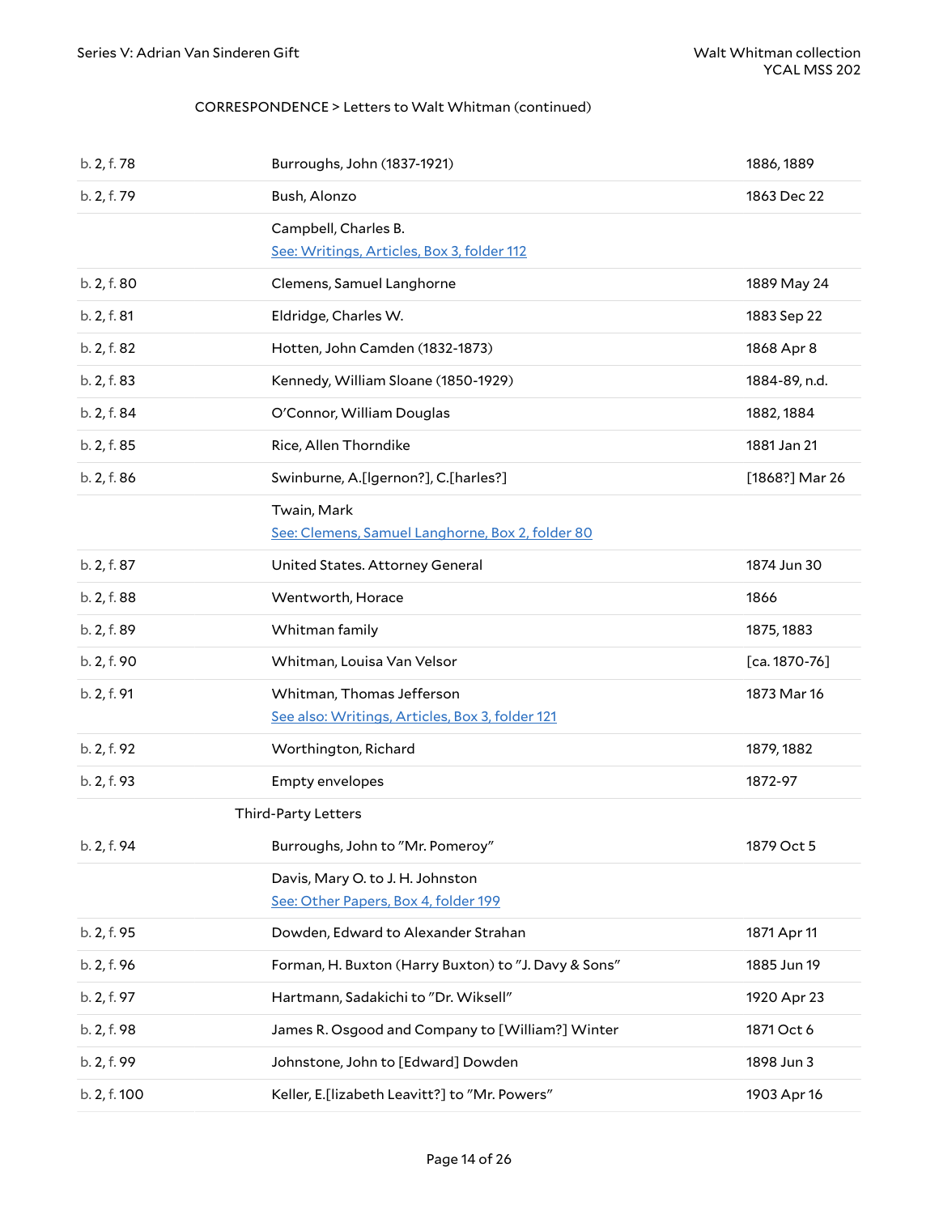CORRESPONDENCE > Letters to Walt Whitman (continued)

| | | |
|---|---|---|
| b. 2, f. 78 | Burroughs, John (1837-1921) | 1886, 1889 |
| b. 2, f. 79 | Bush, Alonzo | 1863 Dec 22 |
| | Campbell, Charles B. <br> See: Writings, Articles, Box 3, folder 112 | |
| b. 2, f. 80 | Clemens, Samuel Langhorne | 1889 May 24 |
| b. 2, f. 81 | Eldridge, Charles W. | 1883 Sep 22 |
| b. 2, f. 82 | Hotten, John Camden (1832-1873) | 1868 Apr 8 |
| b. 2, f. 83 | Kennedy, William Sloane (1850-1929) | 1884-89, n.d. |
| b. 2, f. 84 | O'Connor, William Douglas | 1882, 1884 |
| b. 2, f. 85 | Rice, Allen Thorndike | 1881 Jan 21 |
| b. 2, f. 86 | Swinburne, A.[lgernon?], C.[harles?] | [1868?] Mar 26 |
| | Twain, Mark <br> See: Clemens, Samuel Langhorne, Box 2, folder 80 | |
| b. 2, f. 87 | United States. Attorney General | 1874 Jun 30 |
| b. 2, f. 88 | Wentworth, Horace | 1866 |
| b. 2, f. 89 | Whitman family | 1875, 1883 |
| b. 2, f. 90 | Whitman, Louisa Van Velsor | [ca. 1870-76] |
| b. 2, f. 91 | Whitman, Thomas Jefferson <br> See also: Writings, Articles, Box 3, folder 121 | 1873 Mar 16 |
| b. 2, f. 92 | Worthington, Richard | 1879, 1882 |
| b. 2, f. 93 | Empty envelopes | 1872-97 |

Third-Party Letters

| | | |
|---|---|---|
| b. 2, f. 94 | Burroughs, John to "Mr. Pomeroy" | 1879 Oct 5 |
| | Davis, Mary O. to J. H. Johnston <br> See: Other Papers, Box 4, folder 199 | |
| b. 2, f. 95 | Dowden, Edward to Alexander Strahan | 1871 Apr 11 |
| b. 2, f. 96 | Forman, H. Buxton (Harry Buxton) to "J. Davy & Sons" | 1885 Jun 19 |
| b. 2, f. 97 | Hartmann, Sadakichi to "Dr. Wiksell" | 1920 Apr 23 |
| b. 2, f. 98 | James R. Osgood and Company to [William?] Winter | 1871 Oct 6 |
| b. 2, f. 99 | Johnstone, John to [Edward] Dowden | 1898 Jun 3 |
| b. 2, f. 100 | Keller, E.[lizabeth Leavitt?] to "Mr. Powers" | 1903 Apr 16 |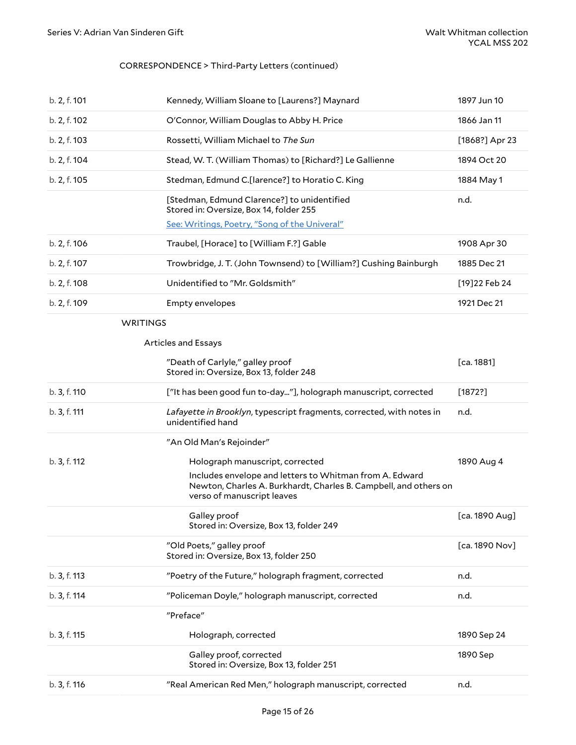CORRESPONDENCE > Third-Party Letters (continued)

| | | |
|---|---|---|
| b. 2, f. 101 | Kennedy, William Sloane to [Laurens?] Maynard | 1897 Jun 10 |
| b. 2, f. 102 | O'Connor, William Douglas to Abby H. Price | 1866 Jan 11 |
| b. 2, f. 103 | Rossetti, William Michael to *The Sun* | [1868?] Apr 23 |
| b. 2, f. 104 | Stead, W. T. (William Thomas) to [Richard?] Le Gallienne | 1894 Oct 20 |
| b. 2, f. 105 | Stedman, Edmund C.[larence?] to Horatio C. King | 1884 May 1 |
| | [Stedman, Edmund Clarence?] to unidentified<br>Stored in: Oversize, Box 14, folder 255<br>See: Writings, Poetry, "Song of the Univeral" | n.d. |
| b. 2, f. 106 | Traubel, [Horace] to [William F.?] Gable | 1908 Apr 30 |
| b. 2, f. 107 | Trowbridge, J. T. (John Townsend) to [William?] Cushing Bainburgh | 1885 Dec 21 |
| b. 2, f. 108 | Unidentified to "Mr. Goldsmith" | [19]22 Feb 24 |
| b. 2, f. 109 | Empty envelopes | 1921 Dec 21 |

## WRITINGS

### Articles and Essays

| | | |
|---|---|---|
| | "Death of Carlyle," galley proof<br>Stored in: Oversize, Box 13, folder 248 | [ca. 1881] |
| b. 3, f. 110 | ["It has been good fun to-day..."], holograph manuscript, corrected | [1872?] |
| b. 3, f. 111 | *Lafayette in Brooklyn*, typescript fragments, corrected, with notes in unidentified hand | n.d. |
| | "An Old Man's Rejoinder" | |
| b. 3, f. 112 | Holograph manuscript, corrected<br>Includes envelope and letters to Whitman from A. Edward Newton, Charles A. Burkhardt, Charles B. Campbell, and others on verso of manuscript leaves | 1890 Aug 4 |
| | Galley proof<br>Stored in: Oversize, Box 13, folder 249 | [ca. 1890 Aug] |
| | "Old Poets," galley proof<br>Stored in: Oversize, Box 13, folder 250 | [ca. 1890 Nov] |
| b. 3, f. 113 | "Poetry of the Future," holograph fragment, corrected | n.d. |
| b. 3, f. 114 | "Policeman Doyle," holograph manuscript, corrected | n.d. |
| | "Preface" | |
| b. 3, f. 115 | Holograph, corrected | 1890 Sep 24 |
| | Galley proof, corrected<br>Stored in: Oversize, Box 13, folder 251 | 1890 Sep |
| b. 3, f. 116 | "Real American Red Men," holograph manuscript, corrected | n.d. |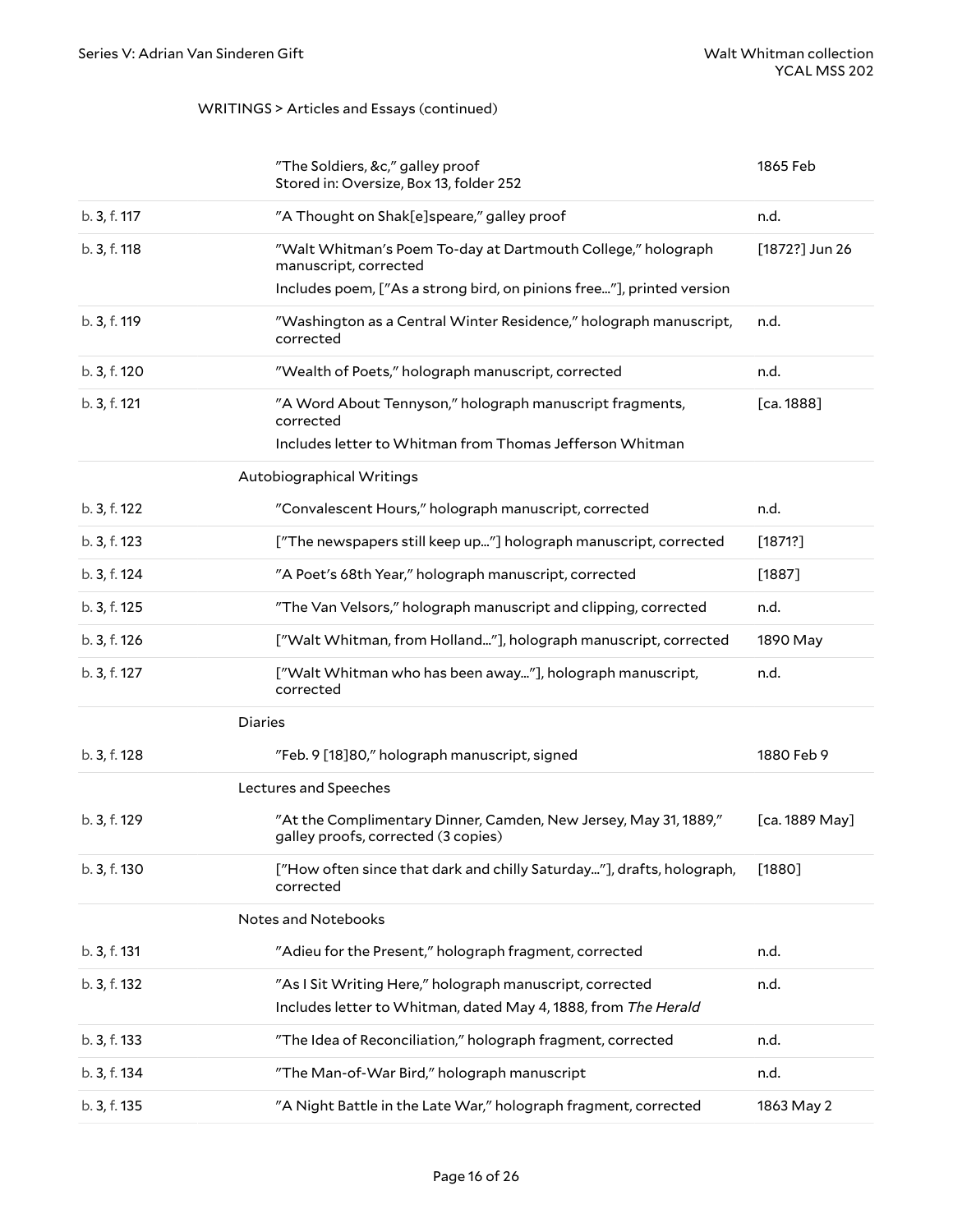WRITINGS > Articles and Essays (continued)

| | | |
|---|---|---|
| | "The Soldiers, &c," galley proof<br>Stored in: Oversize, Box 13, folder 252 | 1865 Feb |
| b. 3, f. 117 | "A Thought on Shak[e]speare," galley proof | n.d. |
| b. 3, f. 118 | "Walt Whitman's Poem To-day at Dartmouth College," holograph manuscript, corrected<br>Includes poem, ["As a strong bird, on pinions free..."], printed version | [1872?] Jun 26 |
| b. 3, f. 119 | "Washington as a Central Winter Residence," holograph manuscript, corrected | n.d. |
| b. 3, f. 120 | "Wealth of Poets," holograph manuscript, corrected | n.d. |
| b. 3, f. 121 | "A Word About Tennyson," holograph manuscript fragments, corrected<br>Includes letter to Whitman from Thomas Jefferson Whitman | [ca. 1888] |
| | **Autobiographical Writings** | |
| b. 3, f. 122 | "Convalescent Hours," holograph manuscript, corrected | n.d. |
| b. 3, f. 123 | ["The newspapers still keep up..."] holograph manuscript, corrected | [1871?] |
| b. 3, f. 124 | "A Poet's 68th Year," holograph manuscript, corrected | [1887] |
| b. 3, f. 125 | "The Van Velsors," holograph manuscript and clipping, corrected | n.d. |
| b. 3, f. 126 | ["Walt Whitman, from Holland..."], holograph manuscript, corrected | 1890 May |
| b. 3, f. 127 | ["Walt Whitman who has been away..."], holograph manuscript, corrected | n.d. |
| | **Diaries** | |
| b. 3, f. 128 | "Feb. 9 [18]80," holograph manuscript, signed | 1880 Feb 9 |
| | **Lectures and Speeches** | |
| b. 3, f. 129 | "At the Complimentary Dinner, Camden, New Jersey, May 31, 1889," galley proofs, corrected (3 copies) | [ca. 1889 May] |
| b. 3, f. 130 | ["How often since that dark and chilly Saturday..."], drafts, holograph, corrected | [1880] |
| | **Notes and Notebooks** | |
| b. 3, f. 131 | "Adieu for the Present," holograph fragment, corrected | n.d. |
| b. 3, f. 132 | "As I Sit Writing Here," holograph manuscript, corrected<br>Includes letter to Whitman, dated May 4, 1888, from *The Herald* | n.d. |
| b. 3, f. 133 | "The Idea of Reconciliation," holograph fragment, corrected | n.d. |
| b. 3, f. 134 | "The Man-of-War Bird," holograph manuscript | n.d. |
| b. 3, f. 135 | "A Night Battle in the Late War," holograph fragment, corrected | 1863 May 2 |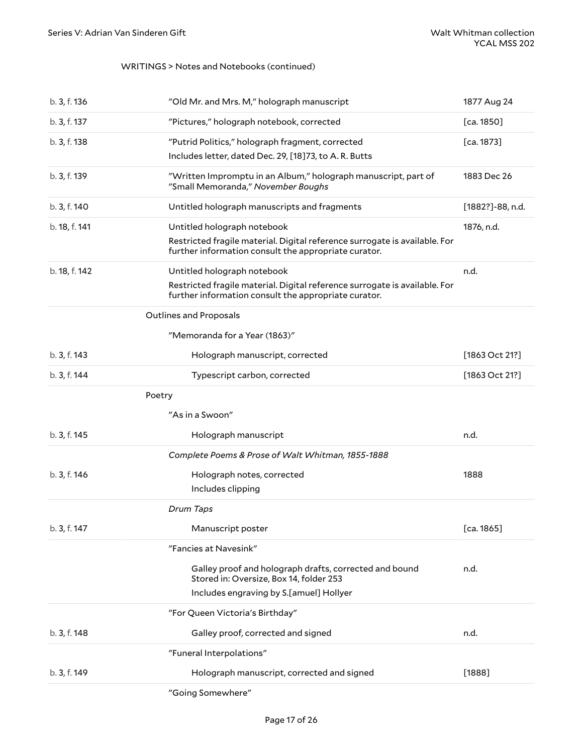WRITINGS > Notes and Notebooks (continued)

| | | |
|---|---|---|
| b. 3, f. 136 | "Old Mr. and Mrs. M," holograph manuscript | 1877 Aug 24 |
| b. 3, f. 137 | "Pictures," holograph notebook, corrected | [ca. 1850] |
| b. 3, f. 138 | "Putrid Politics," holograph fragment, corrected<br>Includes letter, dated Dec. 29, [18]73, to A. R. Butts | [ca. 1873] |
| b. 3, f. 139 | "Written Impromptu in an Album," holograph manuscript, part of "Small Memoranda," *November Boughs* | 1883 Dec 26 |
| b. 3, f. 140 | Untitled holograph manuscripts and fragments | [1882?]-88, n.d. |
| b. 18, f. 141 | Untitled holograph notebook<br>Restricted fragile material. Digital reference surrogate is available. For further information consult the appropriate curator. | 1876, n.d. |
| b. 18, f. 142 | Untitled holograph notebook<br>Restricted fragile material. Digital reference surrogate is available. For further information consult the appropriate curator. | n.d. |

Outlines and Proposals

"Memoranda for a Year (1863)"

| | | |
|---|---|---|
| b. 3, f. 143 | Holograph manuscript, corrected | [1863 Oct 21?] |
| b. 3, f. 144 | Typescript carbon, corrected | [1863 Oct 21?] |

Poetry

"As in a Swoon"

| | | |
|---|---|---|
| b. 3, f. 145 | Holograph manuscript | n.d. |

*Complete Poems & Prose of Walt Whitman, 1855-1888*

| | | |
|---|---|---|
| b. 3, f. 146 | Holograph notes, corrected<br>Includes clipping | 1888 |

*Drum Taps*

| | | |
|---|---|---|
| b. 3, f. 147 | Manuscript poster | [ca. 1865] |

"Fancies at Navesink"

| | | |
|---|---|---|
| | Galley proof and holograph drafts, corrected and bound<br>Stored in: Oversize, Box 14, folder 253<br>Includes engraving by S.[amuel] Hollyer | n.d. |

"For Queen Victoria's Birthday"

| | | |
|---|---|---|
| b. 3, f. 148 | Galley proof, corrected and signed | n.d. |

"Funeral Interpolations"

| | | |
|---|---|---|
| b. 3, f. 149 | Holograph manuscript, corrected and signed | [1888] |

"Going Somewhere"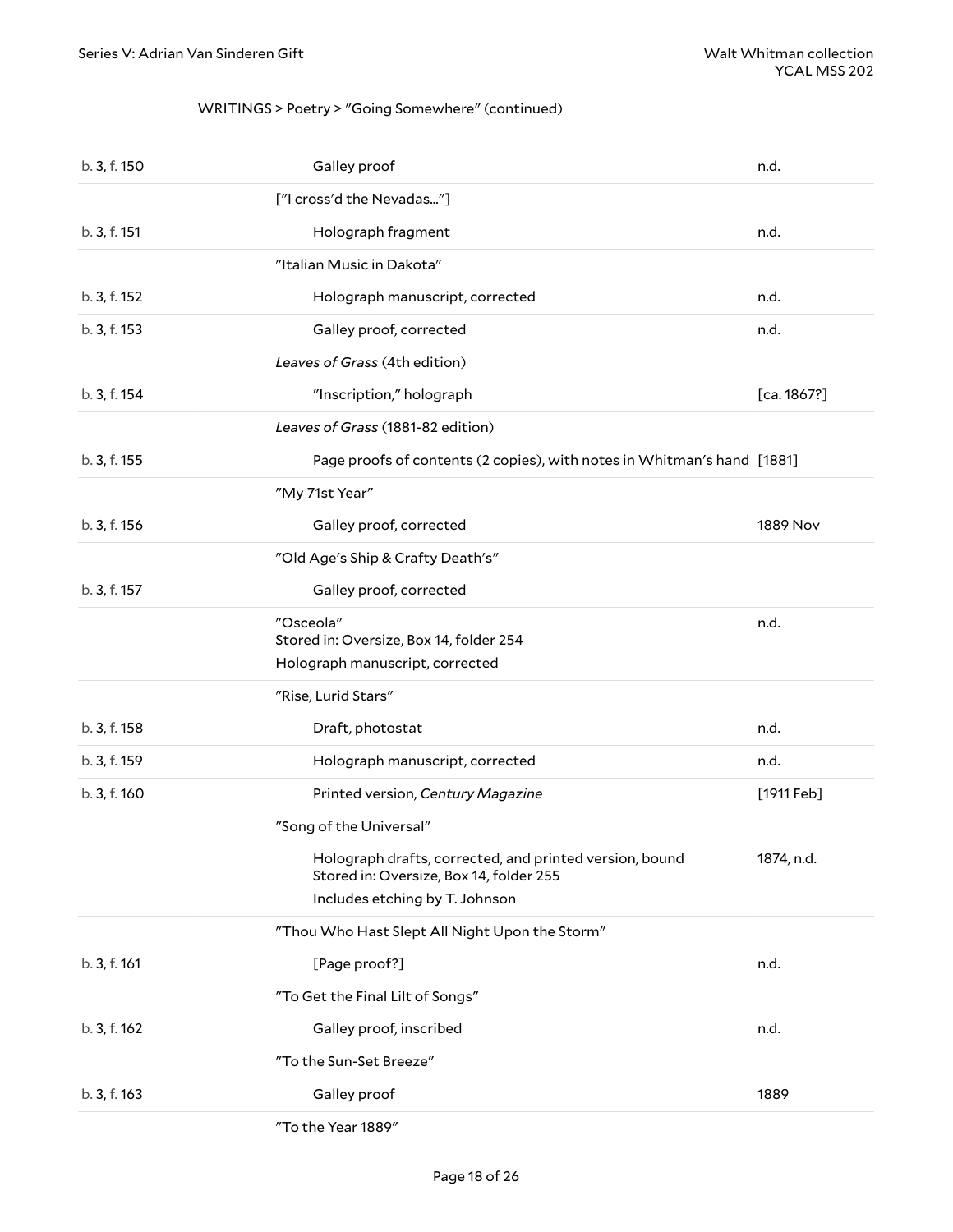WRITINGS > Poetry > "Going Somewhere" (continued)

| | | |
|---|---|---|
| b. 3, f. 150 | Galley proof | n.d. |
| | ["I cross'd the Nevadas..."] | |
| b. 3, f. 151 | Holograph fragment | n.d. |
| | "Italian Music in Dakota" | |
| b. 3, f. 152 | Holograph manuscript, corrected | n.d. |
| b. 3, f. 153 | Galley proof, corrected | n.d. |
| | *Leaves of Grass* (4th edition) | |
| b. 3, f. 154 | "Inscription," holograph | [ca. 1867?] |
| | *Leaves of Grass* (1881-82 edition) | |
| b. 3, f. 155 | Page proofs of contents (2 copies), with notes in Whitman's hand | [1881] |
| | "My 71st Year" | |
| b. 3, f. 156 | Galley proof, corrected | 1889 Nov |
| | "Old Age's Ship & Crafty Death's" | |
| b. 3, f. 157 | Galley proof, corrected | |
| | "Osceola"<br>Stored in: Oversize, Box 14, folder 254<br>Holograph manuscript, corrected | n.d. |
| | "Rise, Lurid Stars" | |
| b. 3, f. 158 | Draft, photostat | n.d. |
| b. 3, f. 159 | Holograph manuscript, corrected | n.d. |
| b. 3, f. 160 | Printed version, *Century Magazine* | [1911 Feb] |
| | "Song of the Universal" | |
| | Holograph drafts, corrected, and printed version, bound<br>Stored in: Oversize, Box 14, folder 255<br>Includes etching by T. Johnson | 1874, n.d. |
| | "Thou Who Hast Slept All Night Upon the Storm" | |
| b. 3, f. 161 | [Page proof?] | n.d. |
| | "To Get the Final Lilt of Songs" | |
| b. 3, f. 162 | Galley proof, inscribed | n.d. |
| | "To the Sun-Set Breeze" | |
| b. 3, f. 163 | Galley proof | 1889 |
| | "To the Year 1889" | |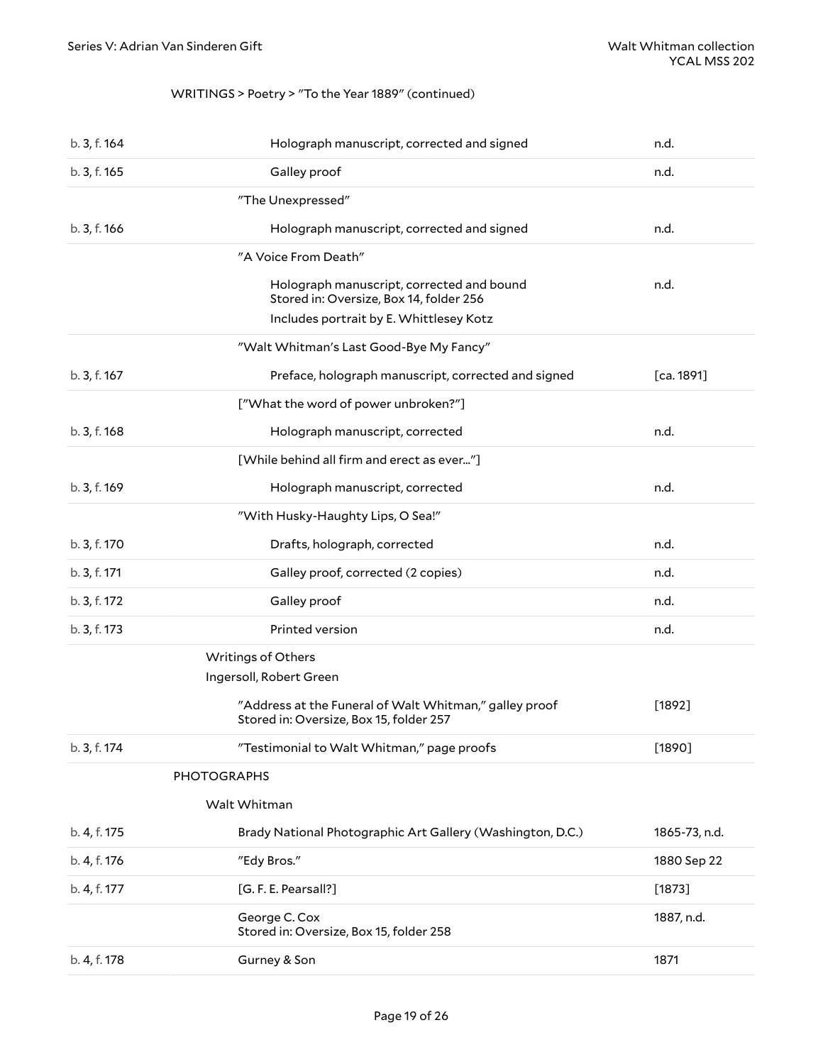WRITINGS > Poetry > "To the Year 1889" (continued)

| | | |
|---|---|---|
| b. 3, f. 164 | Holograph manuscript, corrected and signed | n.d. |
| b. 3, f. 165 | Galley proof | n.d. |
| | "The Unexpressed" | |
| b. 3, f. 166 | Holograph manuscript, corrected and signed | n.d. |
| | "A Voice From Death" | |
| | Holograph manuscript, corrected and bound<br>Stored in: Oversize, Box 14, folder 256<br>Includes portrait by E. Whittlesey Kotz | n.d. |
| | "Walt Whitman's Last Good-Bye My Fancy" | |
| b. 3, f. 167 | Preface, holograph manuscript, corrected and signed | [ca. 1891] |
| | ["What the word of power unbroken?"] | |
| b. 3, f. 168 | Holograph manuscript, corrected | n.d. |
| | [While behind all firm and erect as ever..."] | |
| b. 3, f. 169 | Holograph manuscript, corrected | n.d. |
| | "With Husky-Haughty Lips, O Sea!" | |
| b. 3, f. 170 | Drafts, holograph, corrected | n.d. |
| b. 3, f. 171 | Galley proof, corrected (2 copies) | n.d. |
| b. 3, f. 172 | Galley proof | n.d. |
| b. 3, f. 173 | Printed version | n.d. |
| | Writings of Others | |
| | Ingersoll, Robert Green | |
| | "Address at the Funeral of Walt Whitman," galley proof<br>Stored in: Oversize, Box 15, folder 257 | [1892] |
| b. 3, f. 174 | "Testimonial to Walt Whitman," page proofs | [1890] |
| | PHOTOGRAPHS | |
| | Walt Whitman | |
| b. 4, f. 175 | Brady National Photographic Art Gallery (Washington, D.C.) | 1865-73, n.d. |
| b. 4, f. 176 | "Edy Bros." | 1880 Sep 22 |
| b. 4, f. 177 | [G. F. E. Pearsall?] | [1873] |
| | George C. Cox<br>Stored in: Oversize, Box 15, folder 258 | 1887, n.d. |
| b. 4, f. 178 | Gurney & Son | 1871 |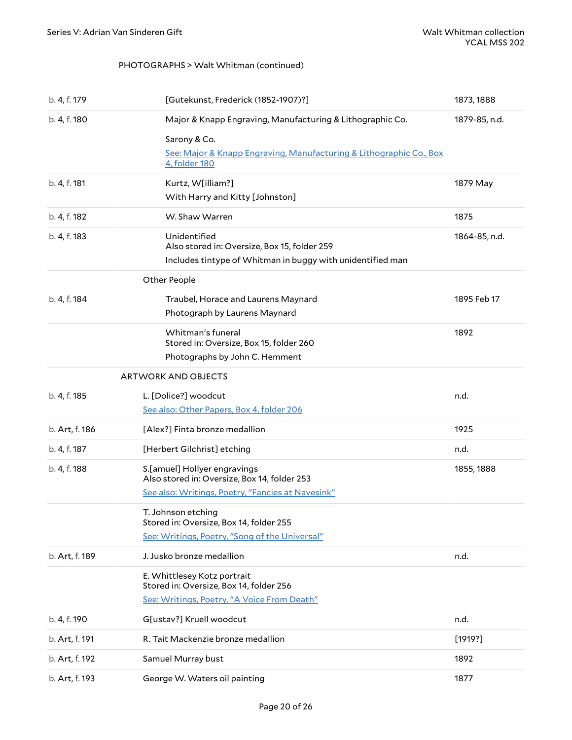PHOTOGRAPHS > Walt Whitman (continued)

| | | |
|---|---|---|
| b. 4, f. 179 | [Gutekunst, Frederick (1852-1907)?] | 1873, 1888 |
| b. 4, f. 180 | Major & Knapp Engraving, Manufacturing & Lithographic Co. | 1879-85, n.d. |
| | Sarony & Co.<br>See: Major & Knapp Engraving, Manufacturing & Lithographic Co., Box 4, folder 180 | |
| b. 4, f. 181 | Kurtz, W[illiam?]<br>With Harry and Kitty [Johnston] | 1879 May |
| b. 4, f. 182 | W. Shaw Warren | 1875 |
| b. 4, f. 183 | Unidentified<br>Also stored in: Oversize, Box 15, folder 259<br>Includes tintype of Whitman in buggy with unidentified man | 1864-85, n.d. |
| | **Other People** | |
| b. 4, f. 184 | Traubel, Horace and Laurens Maynard<br>Photograph by Laurens Maynard | 1895 Feb 17 |
| | Whitman's funeral<br>Stored in: Oversize, Box 15, folder 260<br>Photographs by John C. Hemment | 1892 |
| | **ARTWORK AND OBJECTS** | |
| b. 4, f. 185 | L. [Dolice?] woodcut<br>See also: Other Papers, Box 4, folder 206 | n.d. |
| b. Art, f. 186 | [Alex?] Finta bronze medallion | 1925 |
| b. 4, f. 187 | [Herbert Gilchrist] etching | n.d. |
| b. 4, f. 188 | S.[amuel] Hollyer engravings<br>Also stored in: Oversize, Box 14, folder 253<br>See also: Writings, Poetry, "Fancies at Navesink" | 1855, 1888 |
| | T. Johnson etching<br>Stored in: Oversize, Box 14, folder 255<br>See: Writings, Poetry, "Song of the Universal" | |
| b. Art, f. 189 | J. Jusko bronze medallion | n.d. |
| | E. Whittlesey Kotz portrait<br>Stored in: Oversize, Box 14, folder 256<br>See: Writings, Poetry, "A Voice From Death" | |
| b. 4, f. 190 | G[ustav?] Kruell woodcut | n.d. |
| b. Art, f. 191 | R. Tait Mackenzie bronze medallion | [1919?] |
| b. Art, f. 192 | Samuel Murray bust | 1892 |
| b. Art, f. 193 | George W. Waters oil painting | 1877 |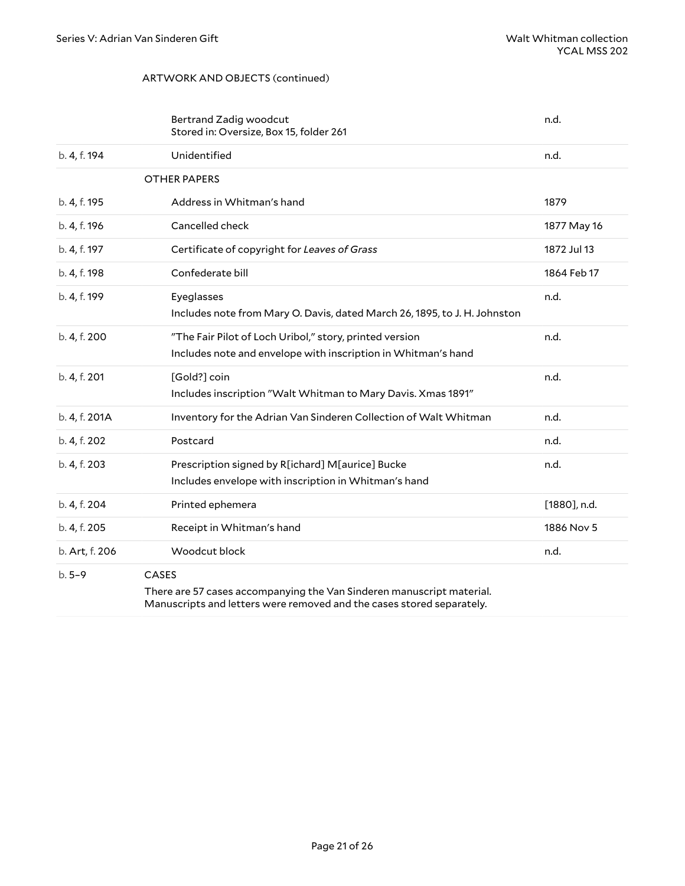ARTWORK AND OBJECTS (continued)

| | | |
|---|---|---|
| | Bertrand Zadig woodcut<br>Stored in: Oversize, Box 15, folder 261 | n.d. |
| b. 4, f. 194 | Unidentified | n.d. |
| | **OTHER PAPERS** | |
| b. 4, f. 195 | Address in Whitman's hand | 1879 |
| b. 4, f. 196 | Cancelled check | 1877 May 16 |
| b. 4, f. 197 | Certificate of copyright for *Leaves of Grass* | 1872 Jul 13 |
| b. 4, f. 198 | Confederate bill | 1864 Feb 17 |
| b. 4, f. 199 | Eyeglasses<br>Includes note from Mary O. Davis, dated March 26, 1895, to J. H. Johnston | n.d. |
| b. 4, f. 200 | "The Fair Pilot of Loch Uribol," story, printed version<br>Includes note and envelope with inscription in Whitman's hand | n.d. |
| b. 4, f. 201 | [Gold?] coin<br>Includes inscription "Walt Whitman to Mary Davis. Xmas 1891" | n.d. |
| b. 4, f. 201A | Inventory for the Adrian Van Sinderen Collection of Walt Whitman | n.d. |
| b. 4, f. 202 | Postcard | n.d. |
| b. 4, f. 203 | Prescription signed by R[ichard] M[aurice] Bucke<br>Includes envelope with inscription in Whitman's hand | n.d. |
| b. 4, f. 204 | Printed ephemera | [1880], n.d. |
| b. 4, f. 205 | Receipt in Whitman's hand | 1886 Nov 5 |
| b. Art, f. 206 | Woodcut block | n.d. |
| b. 5–9 | **CASES**<br>There are 57 cases accompanying the Van Sinderen manuscript material. Manuscripts and letters were removed and the cases stored separately. | |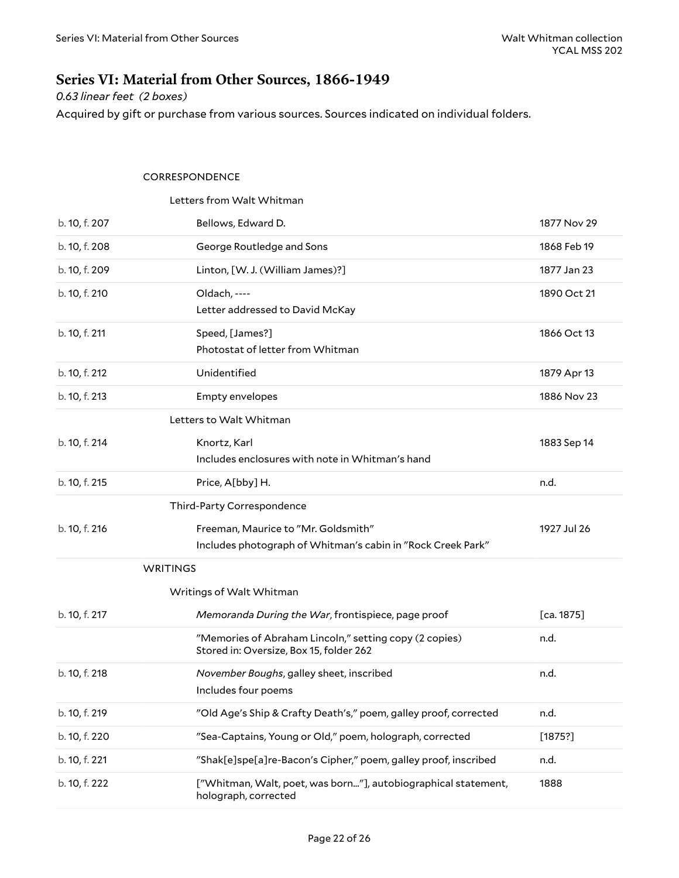## Series VI: Material from Other Sources, 1866-1949

*0.63 linear feet (2 boxes)*

Acquired by gift or purchase from various sources. Sources indicated on individual folders.

| | | |
|---|---|---|
| | CORRESPONDENCE | |
| | Letters from Walt Whitman | |
| b. 10, f. 207 | Bellows, Edward D. | 1877 Nov 29 |
| b. 10, f. 208 | George Routledge and Sons | 1868 Feb 19 |
| b. 10, f. 209 | Linton, [W. J. (William James)?] | 1877 Jan 23 |
| b. 10, f. 210 | Oldach, ----<br>Letter addressed to David McKay | 1890 Oct 21 |
| b. 10, f. 211 | Speed, [James?]<br>Photostat of letter from Whitman | 1866 Oct 13 |
| b. 10, f. 212 | Unidentified | 1879 Apr 13 |
| b. 10, f. 213 | Empty envelopes | 1886 Nov 23 |
| | Letters to Walt Whitman | |
| b. 10, f. 214 | Knortz, Karl<br>Includes enclosures with note in Whitman's hand | 1883 Sep 14 |
| b. 10, f. 215 | Price, A[bby] H. | n.d. |
| | Third-Party Correspondence | |
| b. 10, f. 216 | Freeman, Maurice to "Mr. Goldsmith"<br>Includes photograph of Whitman's cabin in "Rock Creek Park" | 1927 Jul 26 |
| | WRITINGS | |
| | Writings of Walt Whitman | |
| b. 10, f. 217 | *Memoranda During the War*, frontispiece, page proof | [ca. 1875] |
| | "Memories of Abraham Lincoln," setting copy (2 copies)<br>Stored in: Oversize, Box 15, folder 262 | n.d. |
| b. 10, f. 218 | *November Boughs*, galley sheet, inscribed<br>Includes four poems | n.d. |
| b. 10, f. 219 | "Old Age's Ship & Crafty Death's," poem, galley proof, corrected | n.d. |
| b. 10, f. 220 | "Sea-Captains, Young or Old," poem, holograph, corrected | [1875?] |
| b. 10, f. 221 | "Shak[e]spe[a]re-Bacon's Cipher," poem, galley proof, inscribed | n.d. |
| b. 10, f. 222 | ["Whitman, Walt, poet, was born..."], autobiographical statement, holograph, corrected | 1888 |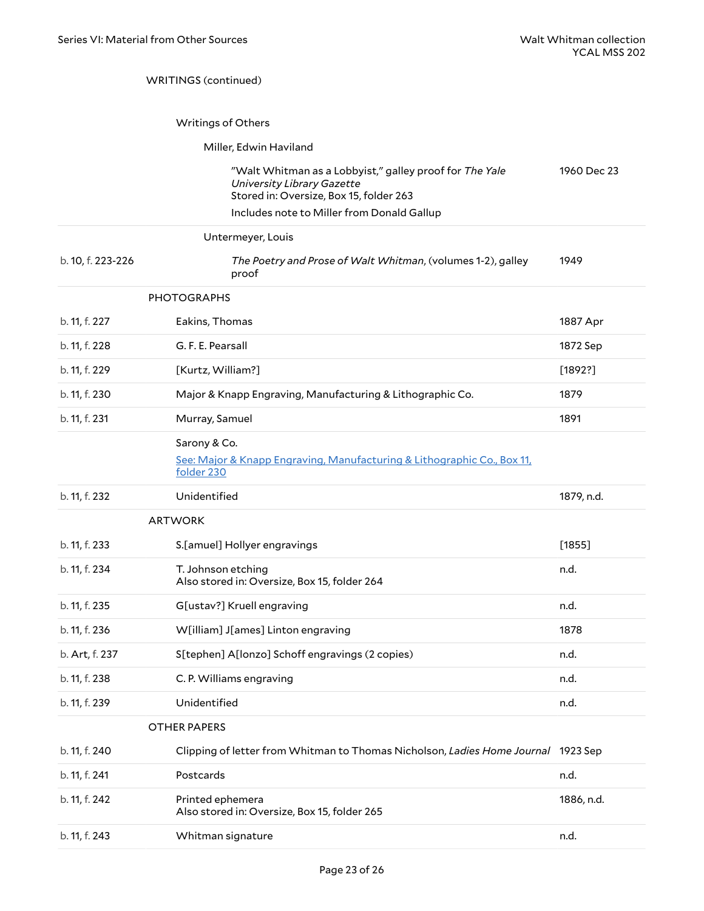WRITINGS (continued)

Writings of Others

Miller, Edwin Haviland

| | | |
|---|---|---|
| | "Walt Whitman as a Lobbyist," galley proof for *The Yale University Library Gazette*<br>Stored in: Oversize, Box 15, folder 263<br>Includes note to Miller from Donald Gallup | 1960 Dec 23 |

Untermeyer, Louis

| | | |
|---|---|---|
| b. 10, f. 223-226 | *The Poetry and Prose of Walt Whitman*, (volumes 1-2), galley proof | 1949 |

PHOTOGRAPHS

| | | |
|---|---|---|
| b. 11, f. 227 | Eakins, Thomas | 1887 Apr |
| b. 11, f. 228 | G. F. E. Pearsall | 1872 Sep |
| b. 11, f. 229 | [Kurtz, William?] | [1892?] |
| b. 11, f. 230 | Major & Knapp Engraving, Manufacturing & Lithographic Co. | 1879 |
| b. 11, f. 231 | Murray, Samuel | 1891 |
| | Sarony & Co.<br>See: Major & Knapp Engraving, Manufacturing & Lithographic Co., Box 11, folder 230 | |
| b. 11, f. 232 | Unidentified | 1879, n.d. |

ARTWORK

| | | |
|---|---|---|
| b. 11, f. 233 | S.[amuel] Hollyer engravings | [1855] |
| b. 11, f. 234 | T. Johnson etching<br>Also stored in: Oversize, Box 15, folder 264 | n.d. |
| b. 11, f. 235 | G[ustav?] Kruell engraving | n.d. |
| b. 11, f. 236 | W[illiam] J[ames] Linton engraving | 1878 |
| b. Art, f. 237 | S[tephen] A[lonzo] Schoff engravings (2 copies) | n.d. |
| b. 11, f. 238 | C. P. Williams engraving | n.d. |
| b. 11, f. 239 | Unidentified | n.d. |

OTHER PAPERS

| | | |
|---|---|---|
| b. 11, f. 240 | Clipping of letter from Whitman to Thomas Nicholson, *Ladies Home Journal* | 1923 Sep |
| b. 11, f. 241 | Postcards | n.d. |
| b. 11, f. 242 | Printed ephemera<br>Also stored in: Oversize, Box 15, folder 265 | 1886, n.d. |
| b. 11, f. 243 | Whitman signature | n.d. |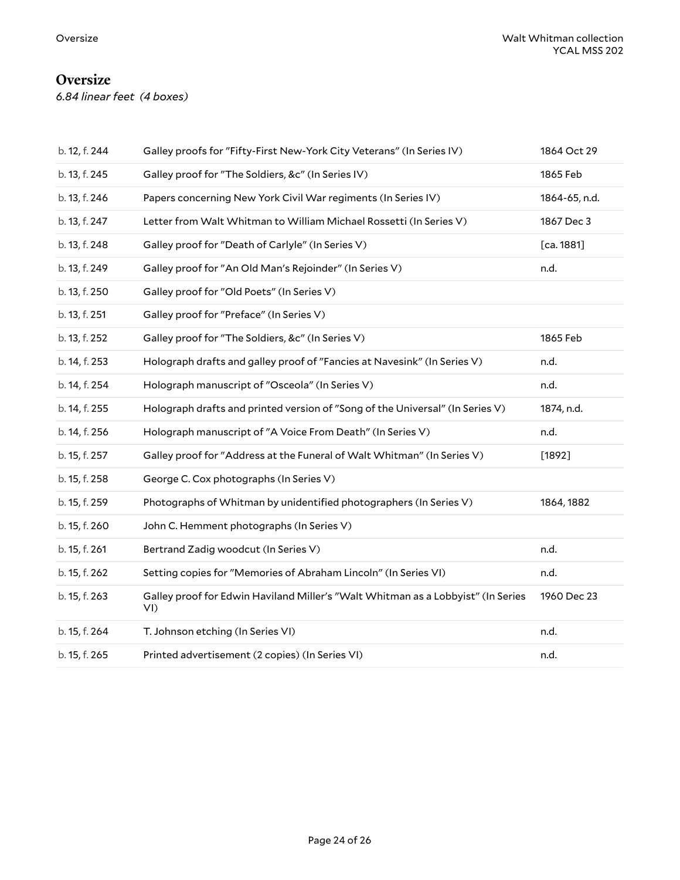## Oversize

*6.84 linear feet (4 boxes)*

| | | |
|---|---|---|
| b. 12, f. 244 | Galley proofs for "Fifty-First New-York City Veterans" (In Series IV) | 1864 Oct 29 |
| b. 13, f. 245 | Galley proof for "The Soldiers, &c" (In Series IV) | 1865 Feb |
| b. 13, f. 246 | Papers concerning New York Civil War regiments (In Series IV) | 1864-65, n.d. |
| b. 13, f. 247 | Letter from Walt Whitman to William Michael Rossetti (In Series V) | 1867 Dec 3 |
| b. 13, f. 248 | Galley proof for "Death of Carlyle" (In Series V) | [ca. 1881] |
| b. 13, f. 249 | Galley proof for "An Old Man's Rejoinder" (In Series V) | n.d. |
| b. 13, f. 250 | Galley proof for "Old Poets" (In Series V) | |
| b. 13, f. 251 | Galley proof for "Preface" (In Series V) | |
| b. 13, f. 252 | Galley proof for "The Soldiers, &c" (In Series V) | 1865 Feb |
| b. 14, f. 253 | Holograph drafts and galley proof of "Fancies at Navesink" (In Series V) | n.d. |
| b. 14, f. 254 | Holograph manuscript of "Osceola" (In Series V) | n.d. |
| b. 14, f. 255 | Holograph drafts and printed version of "Song of the Universal" (In Series V) | 1874, n.d. |
| b. 14, f. 256 | Holograph manuscript of "A Voice From Death" (In Series V) | n.d. |
| b. 15, f. 257 | Galley proof for "Address at the Funeral of Walt Whitman" (In Series V) | [1892] |
| b. 15, f. 258 | George C. Cox photographs (In Series V) | |
| b. 15, f. 259 | Photographs of Whitman by unidentified photographers (In Series V) | 1864, 1882 |
| b. 15, f. 260 | John C. Hemment photographs (In Series V) | |
| b. 15, f. 261 | Bertrand Zadig woodcut (In Series V) | n.d. |
| b. 15, f. 262 | Setting copies for "Memories of Abraham Lincoln" (In Series VI) | n.d. |
| b. 15, f. 263 | Galley proof for Edwin Haviland Miller's "Walt Whitman as a Lobbyist" (In Series VI) | 1960 Dec 23 |
| b. 15, f. 264 | T. Johnson etching (In Series VI) | n.d. |
| b. 15, f. 265 | Printed advertisement (2 copies) (In Series VI) | n.d. |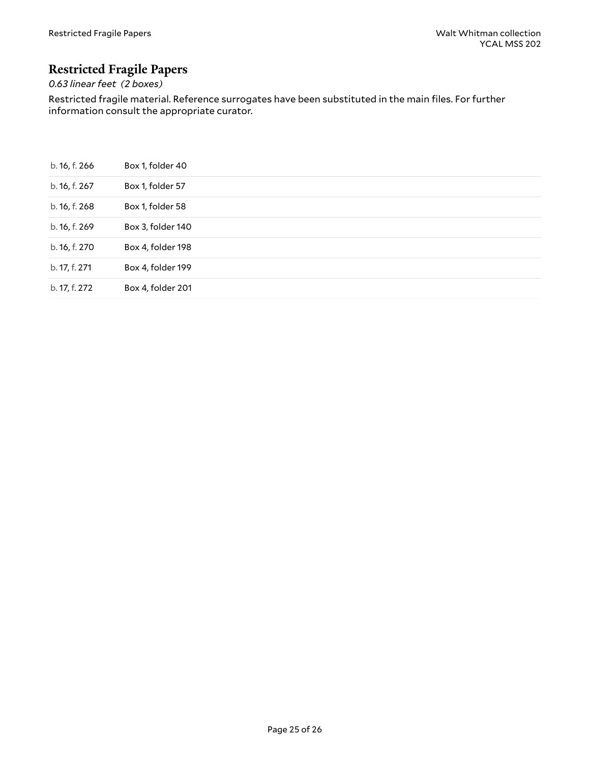## Restricted Fragile Papers

*0.63 linear feet (2 boxes)*

Restricted fragile material. Reference surrogates have been substituted in the main files. For further information consult the appropriate curator.

| | |
|---|---|
| b. 16, f. 266 | Box 1, folder 40 |
| b. 16, f. 267 | Box 1, folder 57 |
| b. 16, f. 268 | Box 1, folder 58 |
| b. 16, f. 269 | Box 3, folder 140 |
| b. 16, f. 270 | Box 4, folder 198 |
| b. 17, f. 271 | Box 4, folder 199 |
| b. 17, f. 272 | Box 4, folder 201 |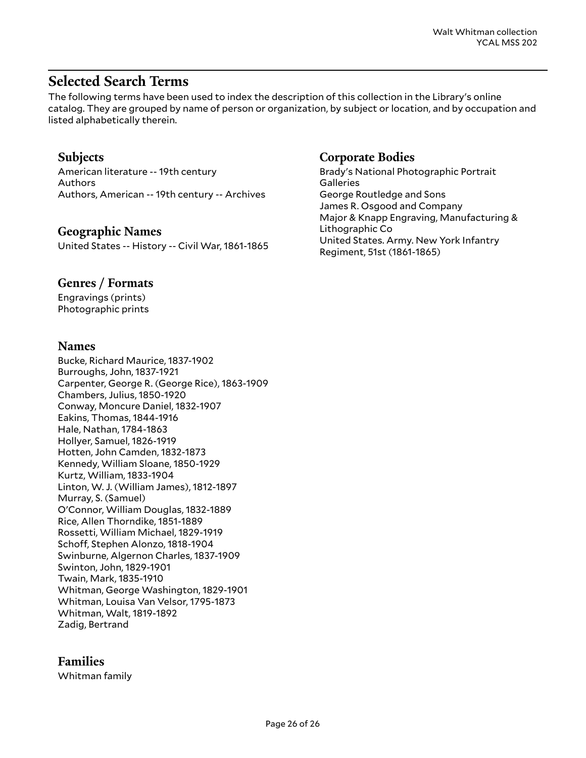## Selected Search Terms

The following terms have been used to index the description of this collection in the Library's online catalog. They are grouped by name of person or organization, by subject or location, and by occupation and listed alphabetically therein.

### Subjects

American literature -- 19th century
Authors
Authors, American -- 19th century -- Archives

### Geographic Names

United States -- History -- Civil War, 1861-1865

### Genres / Formats

Engravings (prints)
Photographic prints

### Names

Bucke, Richard Maurice, 1837-1902
Burroughs, John, 1837-1921
Carpenter, George R. (George Rice), 1863-1909
Chambers, Julius, 1850-1920
Conway, Moncure Daniel, 1832-1907
Eakins, Thomas, 1844-1916
Hale, Nathan, 1784-1863
Hollyer, Samuel, 1826-1919
Hotten, John Camden, 1832-1873
Kennedy, William Sloane, 1850-1929
Kurtz, William, 1833-1904
Linton, W. J. (William James), 1812-1897
Murray, S. (Samuel)
O'Connor, William Douglas, 1832-1889
Rice, Allen Thorndike, 1851-1889
Rossetti, William Michael, 1829-1919
Schoff, Stephen Alonzo, 1818-1904
Swinburne, Algernon Charles, 1837-1909
Swinton, John, 1829-1901
Twain, Mark, 1835-1910
Whitman, George Washington, 1829-1901
Whitman, Louisa Van Velsor, 1795-1873
Whitman, Walt, 1819-1892
Zadig, Bertrand

### Families

Whitman family

### Corporate Bodies

Brady's National Photographic Portrait Galleries
George Routledge and Sons
James R. Osgood and Company
Major & Knapp Engraving, Manufacturing & Lithographic Co
United States. Army. New York Infantry Regiment, 51st (1861-1865)